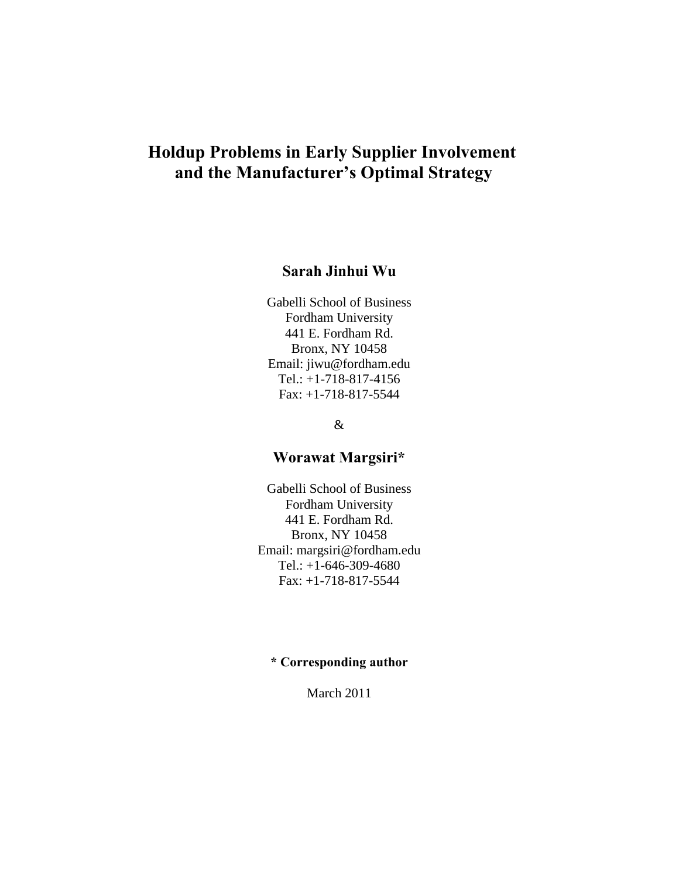# Holdup Problems in Early Supplier Involvement and the Manufacturer's Optimal Strategy

**Sarah Jinhui Wu**

Gabelli School of Business
Fordham University
441 E. Fordham Rd.
Bronx, NY 10458
Email: jiwu@fordham.edu
Tel.: +1-718-817-4156
Fax: +1-718-817-5544

&

**Worawat Margsiri***

Gabelli School of Business
Fordham University
441 E. Fordham Rd.
Bronx, NY 10458
Email: margsiri@fordham.edu
Tel.: +1-646-309-4680
Fax: +1-718-817-5544

**\* Corresponding author**

March 2011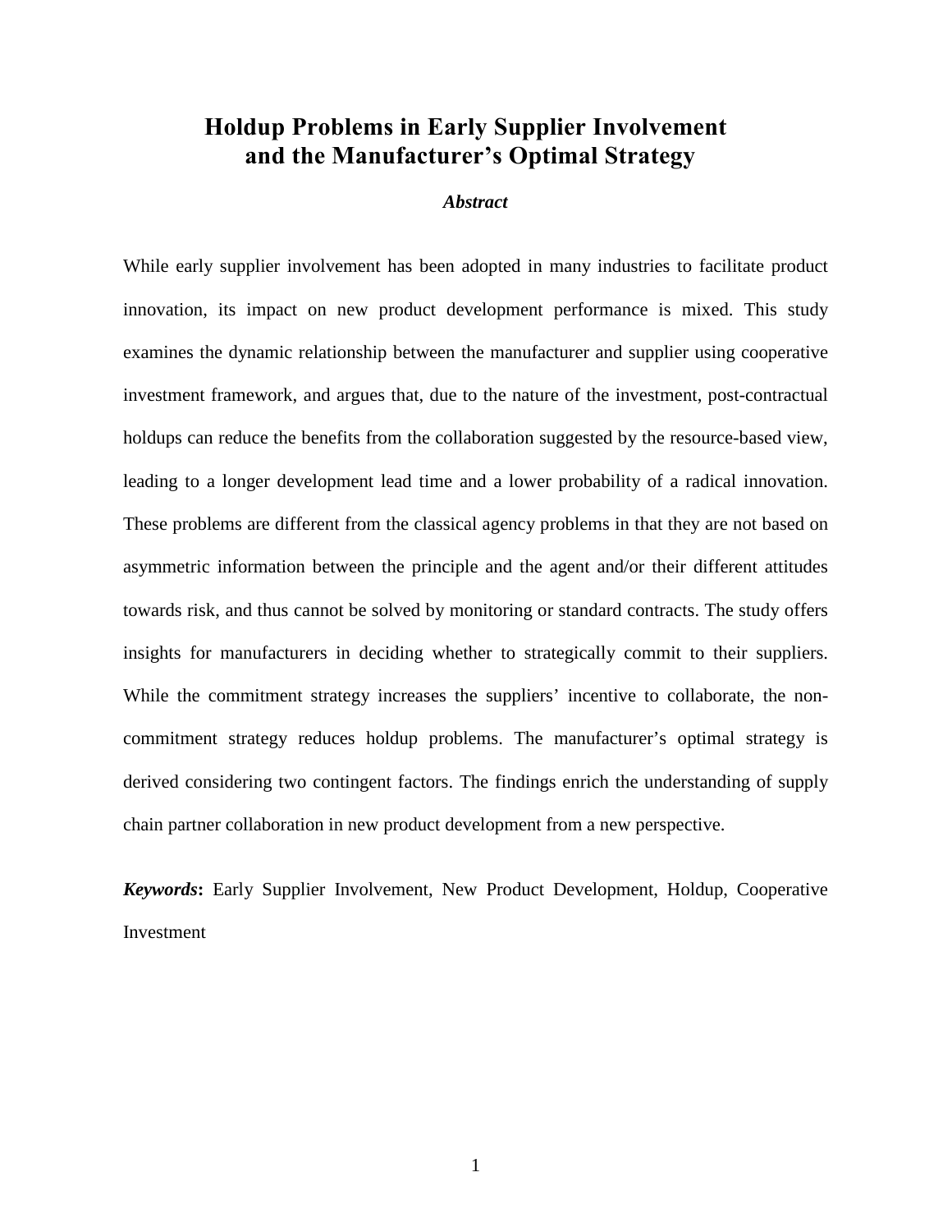# Holdup Problems in Early Supplier Involvement and the Manufacturer's Optimal Strategy

### *Abstract*

While early supplier involvement has been adopted in many industries to facilitate product innovation, its impact on new product development performance is mixed. This study examines the dynamic relationship between the manufacturer and supplier using cooperative investment framework, and argues that, due to the nature of the investment, post-contractual holdups can reduce the benefits from the collaboration suggested by the resource-based view, leading to a longer development lead time and a lower probability of a radical innovation. These problems are different from the classical agency problems in that they are not based on asymmetric information between the principle and the agent and/or their different attitudes towards risk, and thus cannot be solved by monitoring or standard contracts. The study offers insights for manufacturers in deciding whether to strategically commit to their suppliers. While the commitment strategy increases the suppliers' incentive to collaborate, the non-commitment strategy reduces holdup problems. The manufacturer's optimal strategy is derived considering two contingent factors. The findings enrich the understanding of supply chain partner collaboration in new product development from a new perspective.

***Keywords*:** Early Supplier Involvement, New Product Development, Holdup, Cooperative Investment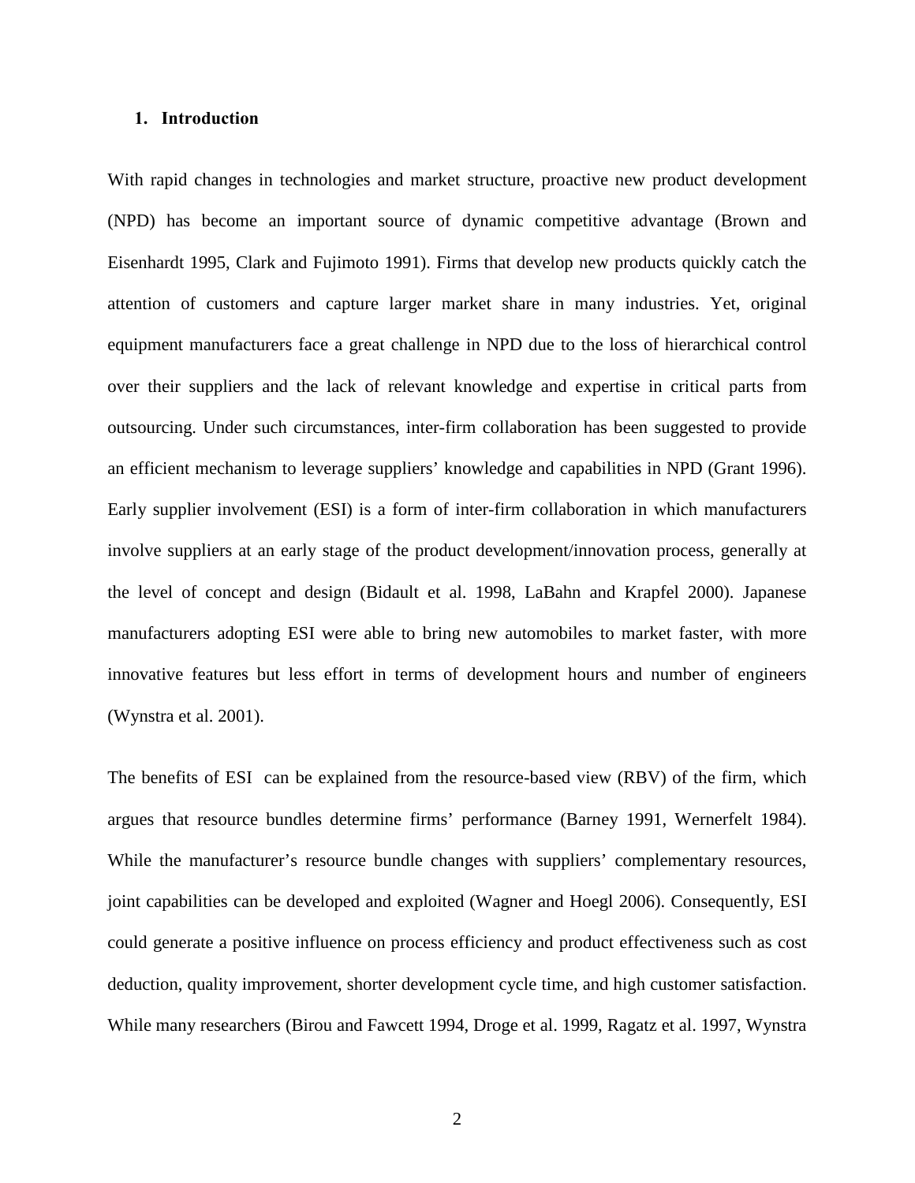## 1. Introduction

With rapid changes in technologies and market structure, proactive new product development (NPD) has become an important source of dynamic competitive advantage (Brown and Eisenhardt 1995, Clark and Fujimoto 1991). Firms that develop new products quickly catch the attention of customers and capture larger market share in many industries. Yet, original equipment manufacturers face a great challenge in NPD due to the loss of hierarchical control over their suppliers and the lack of relevant knowledge and expertise in critical parts from outsourcing. Under such circumstances, inter-firm collaboration has been suggested to provide an efficient mechanism to leverage suppliers' knowledge and capabilities in NPD (Grant 1996). Early supplier involvement (ESI) is a form of inter-firm collaboration in which manufacturers involve suppliers at an early stage of the product development/innovation process, generally at the level of concept and design (Bidault et al. 1998, LaBahn and Krapfel 2000). Japanese manufacturers adopting ESI were able to bring new automobiles to market faster, with more innovative features but less effort in terms of development hours and number of engineers (Wynstra et al. 2001).

The benefits of ESI can be explained from the resource-based view (RBV) of the firm, which argues that resource bundles determine firms' performance (Barney 1991, Wernerfelt 1984). While the manufacturer's resource bundle changes with suppliers' complementary resources, joint capabilities can be developed and exploited (Wagner and Hoegl 2006). Consequently, ESI could generate a positive influence on process efficiency and product effectiveness such as cost deduction, quality improvement, shorter development cycle time, and high customer satisfaction. While many researchers (Birou and Fawcett 1994, Droge et al. 1999, Ragatz et al. 1997, Wynstra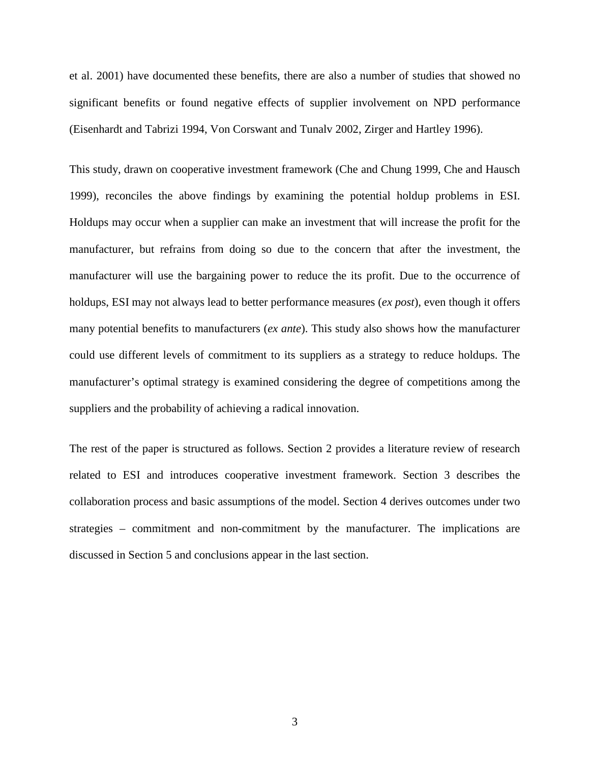et al. 2001) have documented these benefits, there are also a number of studies that showed no significant benefits or found negative effects of supplier involvement on NPD performance (Eisenhardt and Tabrizi 1994, Von Corswant and Tunalv 2002, Zirger and Hartley 1996).

This study, drawn on cooperative investment framework (Che and Chung 1999, Che and Hausch 1999), reconciles the above findings by examining the potential holdup problems in ESI. Holdups may occur when a supplier can make an investment that will increase the profit for the manufacturer, but refrains from doing so due to the concern that after the investment, the manufacturer will use the bargaining power to reduce the its profit. Due to the occurrence of holdups, ESI may not always lead to better performance measures (*ex post*), even though it offers many potential benefits to manufacturers (*ex ante*). This study also shows how the manufacturer could use different levels of commitment to its suppliers as a strategy to reduce holdups. The manufacturer's optimal strategy is examined considering the degree of competitions among the suppliers and the probability of achieving a radical innovation.

The rest of the paper is structured as follows. Section 2 provides a literature review of research related to ESI and introduces cooperative investment framework. Section 3 describes the collaboration process and basic assumptions of the model. Section 4 derives outcomes under two strategies – commitment and non-commitment by the manufacturer. The implications are discussed in Section 5 and conclusions appear in the last section.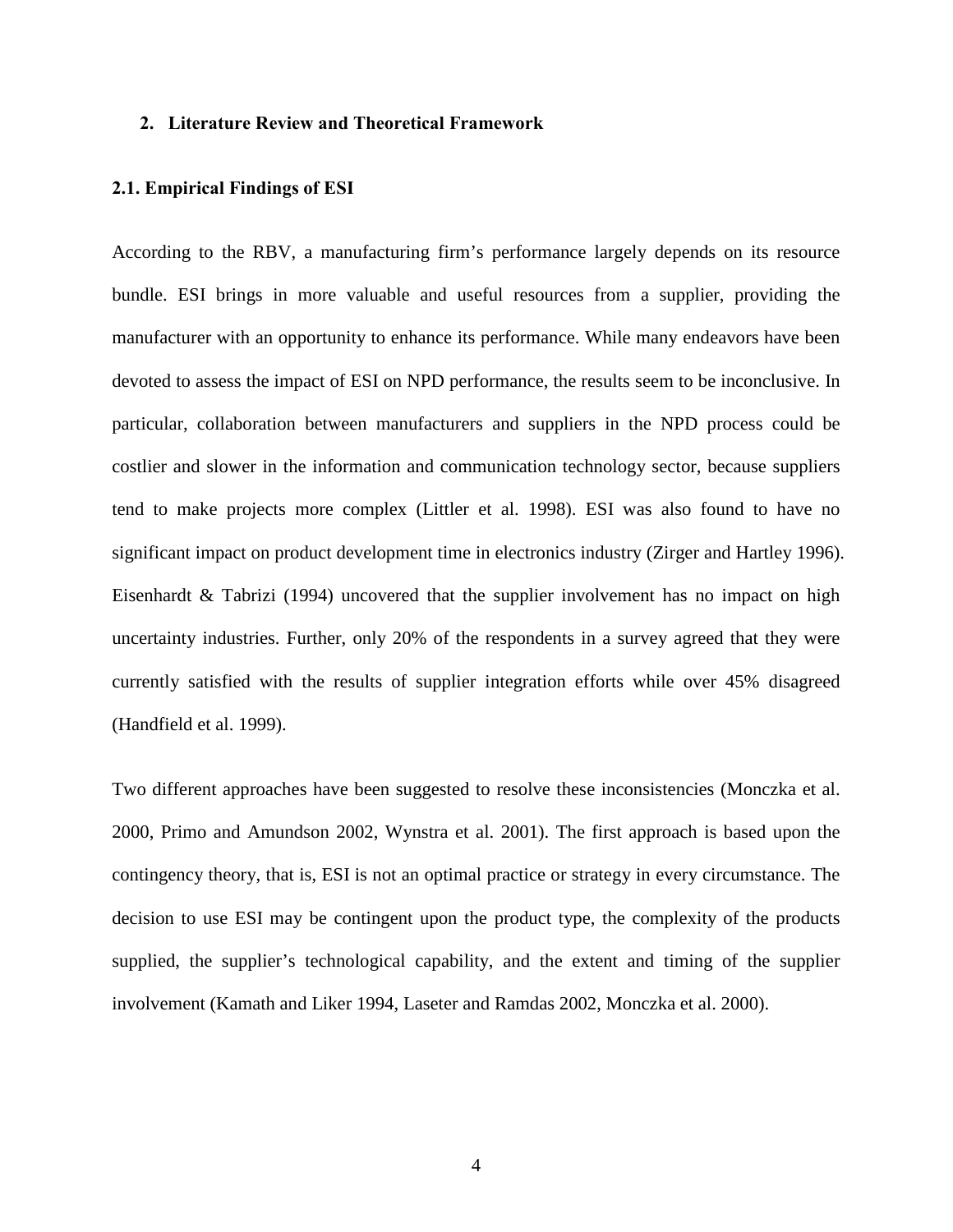## 2. Literature Review and Theoretical Framework

### 2.1. Empirical Findings of ESI

According to the RBV, a manufacturing firm's performance largely depends on its resource bundle. ESI brings in more valuable and useful resources from a supplier, providing the manufacturer with an opportunity to enhance its performance. While many endeavors have been devoted to assess the impact of ESI on NPD performance, the results seem to be inconclusive. In particular, collaboration between manufacturers and suppliers in the NPD process could be costlier and slower in the information and communication technology sector, because suppliers tend to make projects more complex (Littler et al. 1998). ESI was also found to have no significant impact on product development time in electronics industry (Zirger and Hartley 1996). Eisenhardt & Tabrizi (1994) uncovered that the supplier involvement has no impact on high uncertainty industries. Further, only 20% of the respondents in a survey agreed that they were currently satisfied with the results of supplier integration efforts while over 45% disagreed (Handfield et al. 1999).

Two different approaches have been suggested to resolve these inconsistencies (Monczka et al. 2000, Primo and Amundson 2002, Wynstra et al. 2001). The first approach is based upon the contingency theory, that is, ESI is not an optimal practice or strategy in every circumstance. The decision to use ESI may be contingent upon the product type, the complexity of the products supplied, the supplier's technological capability, and the extent and timing of the supplier involvement (Kamath and Liker 1994, Laseter and Ramdas 2002, Monczka et al. 2000).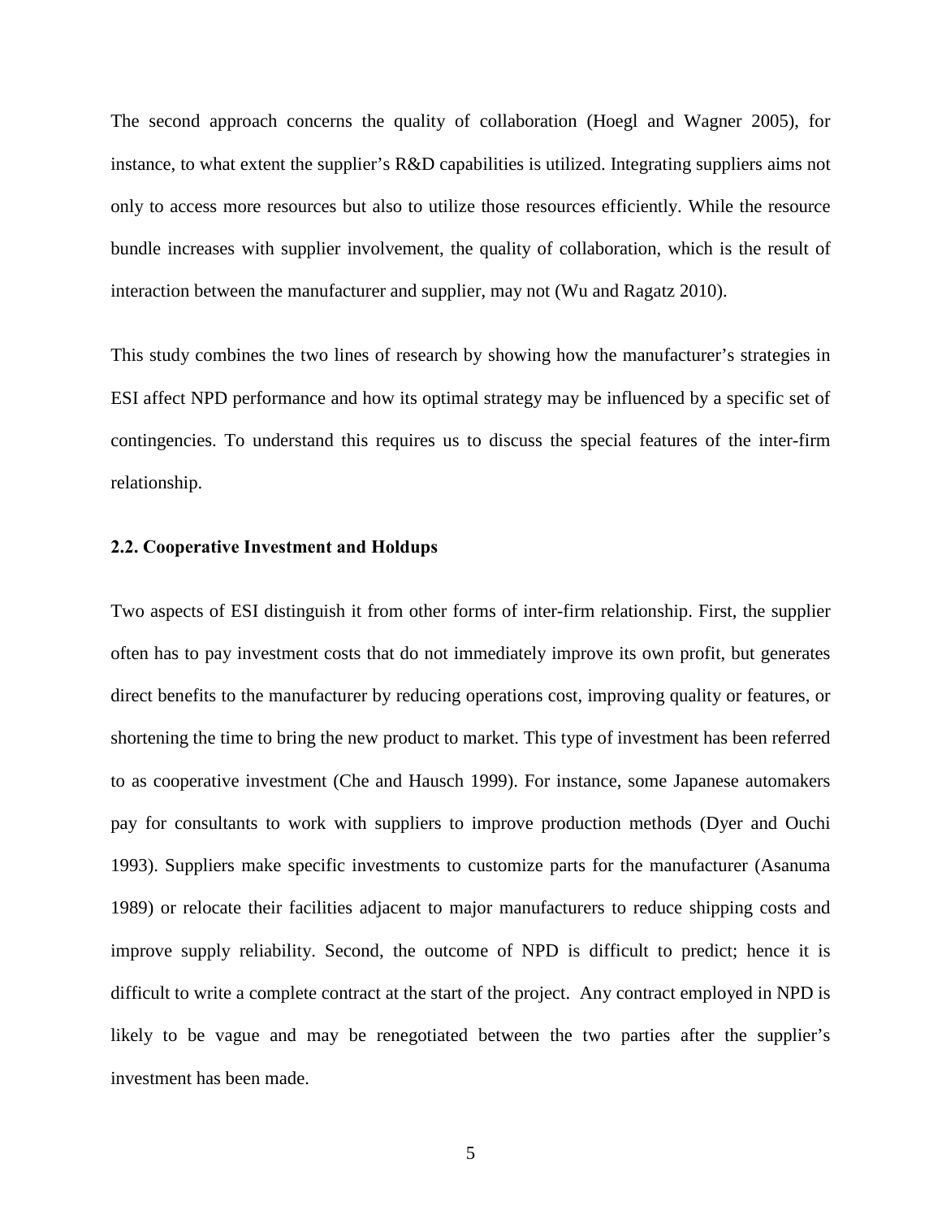The second approach concerns the quality of collaboration (Hoegl and Wagner 2005), for instance, to what extent the supplier's R&D capabilities is utilized. Integrating suppliers aims not only to access more resources but also to utilize those resources efficiently. While the resource bundle increases with supplier involvement, the quality of collaboration, which is the result of interaction between the manufacturer and supplier, may not (Wu and Ragatz 2010).

This study combines the two lines of research by showing how the manufacturer's strategies in ESI affect NPD performance and how its optimal strategy may be influenced by a specific set of contingencies. To understand this requires us to discuss the special features of the inter-firm relationship.

### 2.2. Cooperative Investment and Holdups

Two aspects of ESI distinguish it from other forms of inter-firm relationship. First, the supplier often has to pay investment costs that do not immediately improve its own profit, but generates direct benefits to the manufacturer by reducing operations cost, improving quality or features, or shortening the time to bring the new product to market. This type of investment has been referred to as cooperative investment (Che and Hausch 1999). For instance, some Japanese automakers pay for consultants to work with suppliers to improve production methods (Dyer and Ouchi 1993). Suppliers make specific investments to customize parts for the manufacturer (Asanuma 1989) or relocate their facilities adjacent to major manufacturers to reduce shipping costs and improve supply reliability. Second, the outcome of NPD is difficult to predict; hence it is difficult to write a complete contract at the start of the project. Any contract employed in NPD is likely to be vague and may be renegotiated between the two parties after the supplier's investment has been made.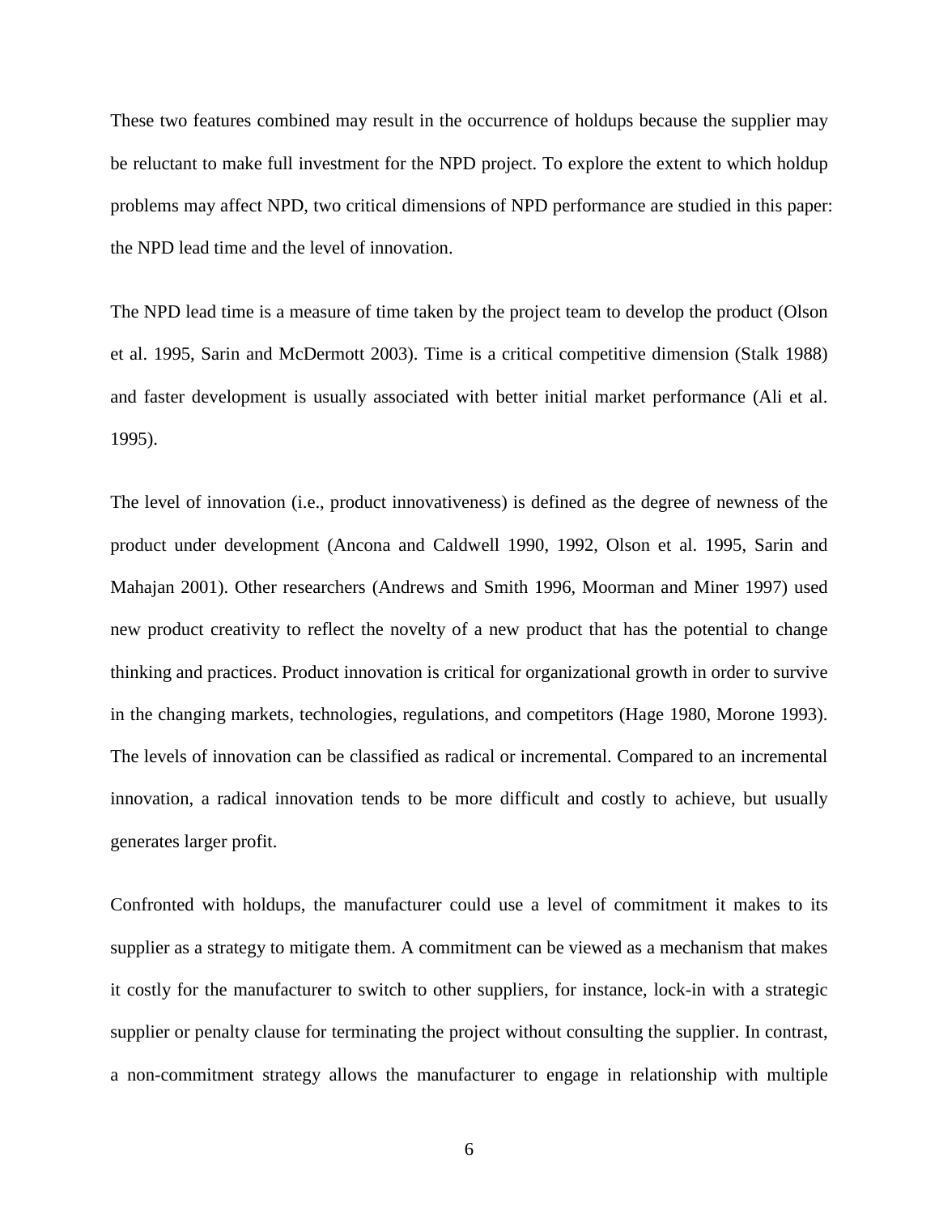These two features combined may result in the occurrence of holdups because the supplier may be reluctant to make full investment for the NPD project. To explore the extent to which holdup problems may affect NPD, two critical dimensions of NPD performance are studied in this paper: the NPD lead time and the level of innovation.

The NPD lead time is a measure of time taken by the project team to develop the product (Olson et al. 1995, Sarin and McDermott 2003). Time is a critical competitive dimension (Stalk 1988) and faster development is usually associated with better initial market performance (Ali et al. 1995).

The level of innovation (i.e., product innovativeness) is defined as the degree of newness of the product under development (Ancona and Caldwell 1990, 1992, Olson et al. 1995, Sarin and Mahajan 2001). Other researchers (Andrews and Smith 1996, Moorman and Miner 1997) used new product creativity to reflect the novelty of a new product that has the potential to change thinking and practices. Product innovation is critical for organizational growth in order to survive in the changing markets, technologies, regulations, and competitors (Hage 1980, Morone 1993). The levels of innovation can be classified as radical or incremental. Compared to an incremental innovation, a radical innovation tends to be more difficult and costly to achieve, but usually generates larger profit.

Confronted with holdups, the manufacturer could use a level of commitment it makes to its supplier as a strategy to mitigate them. A commitment can be viewed as a mechanism that makes it costly for the manufacturer to switch to other suppliers, for instance, lock-in with a strategic supplier or penalty clause for terminating the project without consulting the supplier. In contrast, a non-commitment strategy allows the manufacturer to engage in relationship with multiple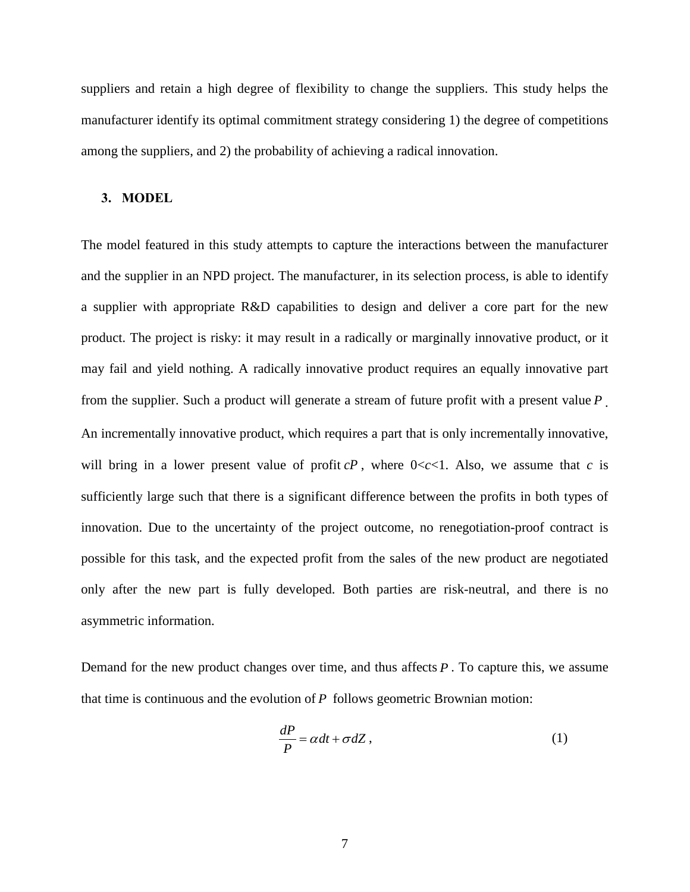suppliers and retain a high degree of flexibility to change the suppliers. This study helps the manufacturer identify its optimal commitment strategy considering 1) the degree of competitions among the suppliers, and 2) the probability of achieving a radical innovation.

## 3. MODEL

The model featured in this study attempts to capture the interactions between the manufacturer and the supplier in an NPD project. The manufacturer, in its selection process, is able to identify a supplier with appropriate R&D capabilities to design and deliver a core part for the new product. The project is risky: it may result in a radically or marginally innovative product, or it may fail and yield nothing. A radically innovative product requires an equally innovative part from the supplier. Such a product will generate a stream of future profit with a present value $P$. An incrementally innovative product, which requires a part that is only incrementally innovative, will bring in a lower present value of profit $cP$, where $0<c<1$. Also, we assume that $c$ is sufficiently large such that there is a significant difference between the profits in both types of innovation. Due to the uncertainty of the project outcome, no renegotiation-proof contract is possible for this task, and the expected profit from the sales of the new product are negotiated only after the new part is fully developed. Both parties are risk-neutral, and there is no asymmetric information.

Demand for the new product changes over time, and thus affects $P$. To capture this, we assume that time is continuous and the evolution of $P$ follows geometric Brownian motion:

$$\frac{dP}{P} = \alpha dt + \sigma dZ \, , \tag{1}$$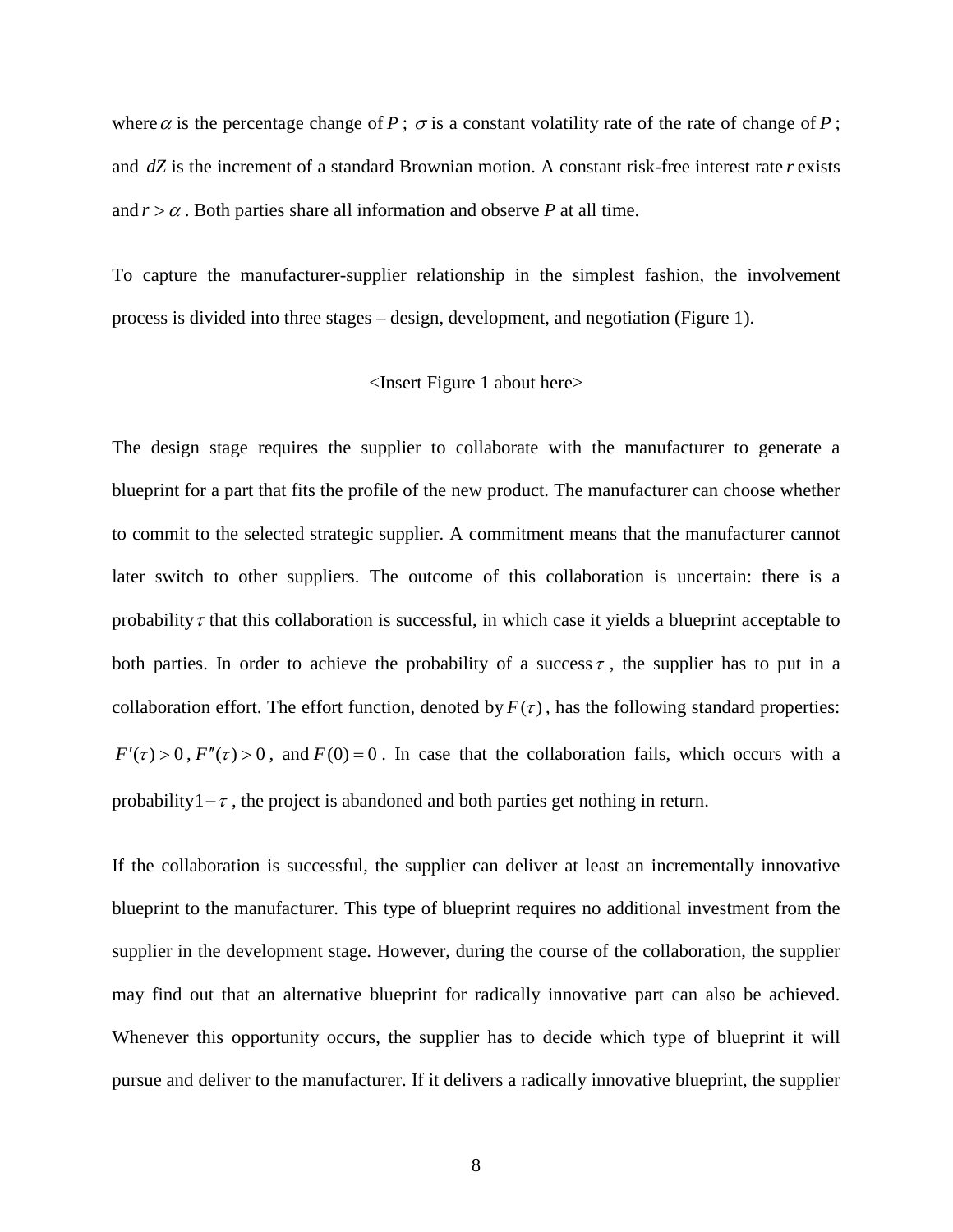where $\alpha$ is the percentage change of $P$ ; $\sigma$ is a constant volatility rate of the rate of change of $P$ ; and $dZ$ is the increment of a standard Brownian motion. A constant risk-free interest rate $r$ exists and $r > \alpha$ . Both parties share all information and observe $P$ at all time.

To capture the manufacturer-supplier relationship in the simplest fashion, the involvement process is divided into three stages – design, development, and negotiation (Figure 1).

<Insert Figure 1 about here>

The design stage requires the supplier to collaborate with the manufacturer to generate a blueprint for a part that fits the profile of the new product. The manufacturer can choose whether to commit to the selected strategic supplier. A commitment means that the manufacturer cannot later switch to other suppliers. The outcome of this collaboration is uncertain: there is a probability $\tau$ that this collaboration is successful, in which case it yields a blueprint acceptable to both parties. In order to achieve the probability of a success $\tau$ , the supplier has to put in a collaboration effort. The effort function, denoted by $F(\tau)$ , has the following standard properties: $F'(\tau) > 0$ , $F''(\tau) > 0$ , and $F(0) = 0$ . In case that the collaboration fails, which occurs with a probability $1-\tau$ , the project is abandoned and both parties get nothing in return.

If the collaboration is successful, the supplier can deliver at least an incrementally innovative blueprint to the manufacturer. This type of blueprint requires no additional investment from the supplier in the development stage. However, during the course of the collaboration, the supplier may find out that an alternative blueprint for radically innovative part can also be achieved. Whenever this opportunity occurs, the supplier has to decide which type of blueprint it will pursue and deliver to the manufacturer. If it delivers a radically innovative blueprint, the supplier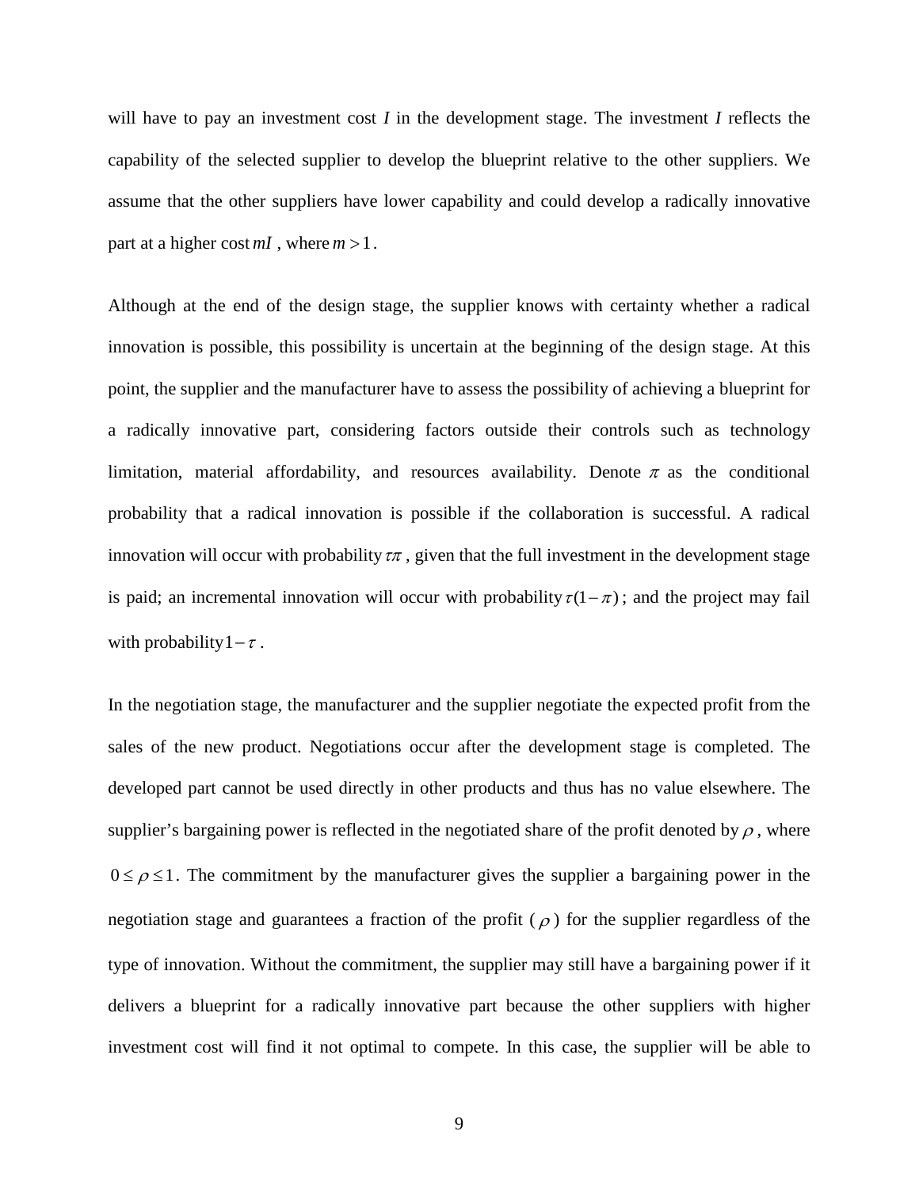will have to pay an investment cost $I$ in the development stage. The investment $I$ reflects the capability of the selected supplier to develop the blueprint relative to the other suppliers. We assume that the other suppliers have lower capability and could develop a radically innovative part at a higher cost $mI$ , where $m > 1$.

Although at the end of the design stage, the supplier knows with certainty whether a radical innovation is possible, this possibility is uncertain at the beginning of the design stage. At this point, the supplier and the manufacturer have to assess the possibility of achieving a blueprint for a radically innovative part, considering factors outside their controls such as technology limitation, material affordability, and resources availability. Denote $\pi$ as the conditional probability that a radical innovation is possible if the collaboration is successful. A radical innovation will occur with probability $\tau\pi$ , given that the full investment in the development stage is paid; an incremental innovation will occur with probability $\tau(1-\pi)$ ; and the project may fail with probability $1-\tau$ .

In the negotiation stage, the manufacturer and the supplier negotiate the expected profit from the sales of the new product. Negotiations occur after the development stage is completed. The developed part cannot be used directly in other products and thus has no value elsewhere. The supplier's bargaining power is reflected in the negotiated share of the profit denoted by $\rho$ , where $0 \le \rho \le 1$. The commitment by the manufacturer gives the supplier a bargaining power in the negotiation stage and guarantees a fraction of the profit ( $\rho$ ) for the supplier regardless of the type of innovation. Without the commitment, the supplier may still have a bargaining power if it delivers a blueprint for a radically innovative part because the other suppliers with higher investment cost will find it not optimal to compete. In this case, the supplier will be able to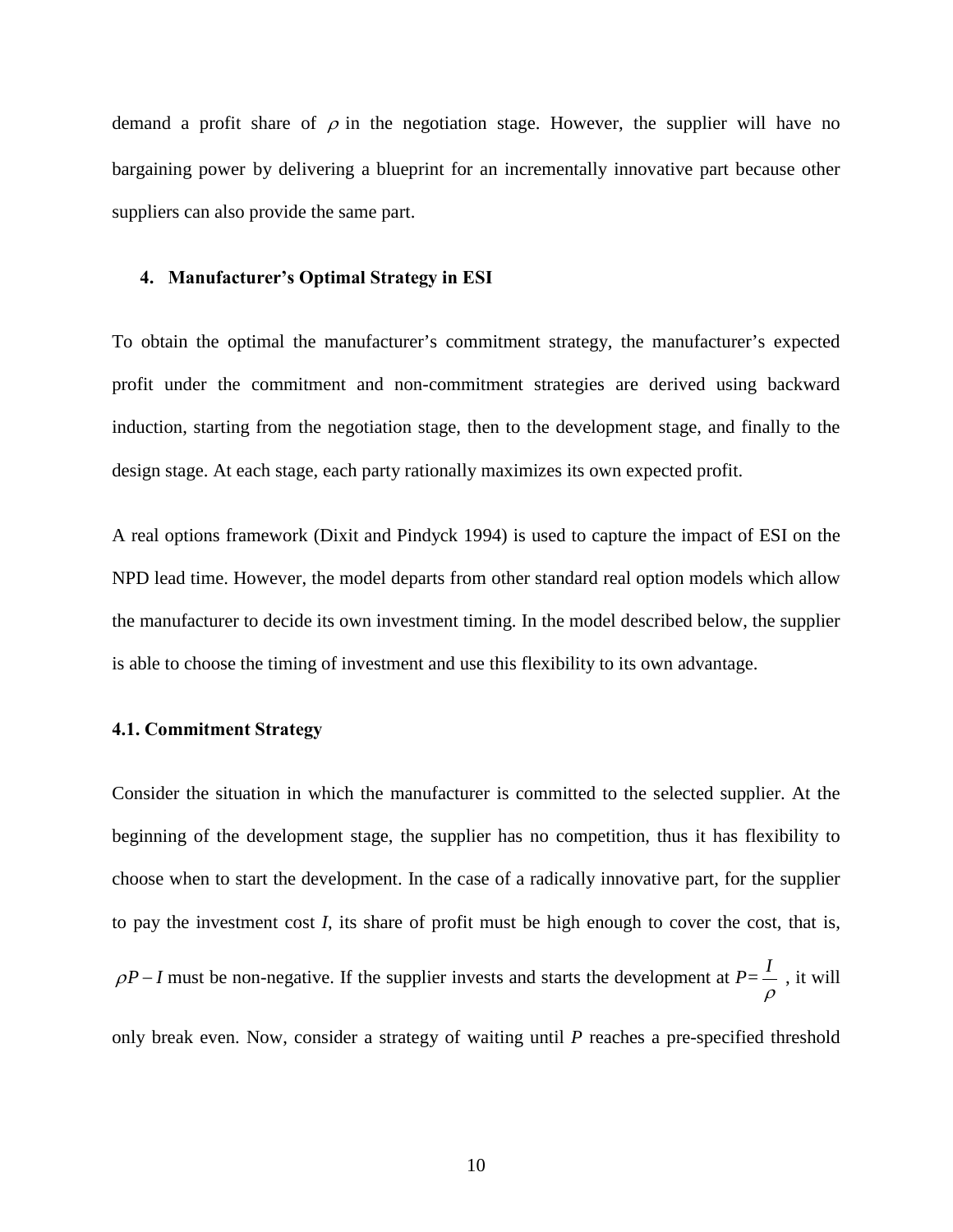demand a profit share of $\rho$ in the negotiation stage. However, the supplier will have no bargaining power by delivering a blueprint for an incrementally innovative part because other suppliers can also provide the same part.

## 4. Manufacturer's Optimal Strategy in ESI

To obtain the optimal the manufacturer's commitment strategy, the manufacturer's expected profit under the commitment and non-commitment strategies are derived using backward induction, starting from the negotiation stage, then to the development stage, and finally to the design stage. At each stage, each party rationally maximizes its own expected profit.

A real options framework (Dixit and Pindyck 1994) is used to capture the impact of ESI on the NPD lead time. However, the model departs from other standard real option models which allow the manufacturer to decide its own investment timing. In the model described below, the supplier is able to choose the timing of investment and use this flexibility to its own advantage.

### 4.1. Commitment Strategy

Consider the situation in which the manufacturer is committed to the selected supplier. At the beginning of the development stage, the supplier has no competition, thus it has flexibility to choose when to start the development. In the case of a radically innovative part, for the supplier to pay the investment cost $I$, its share of profit must be high enough to cover the cost, that is, $\rho P - I$ must be non-negative. If the supplier invests and starts the development at $P = \frac{I}{\rho}$, it will only break even. Now, consider a strategy of waiting until $P$ reaches a pre-specified threshold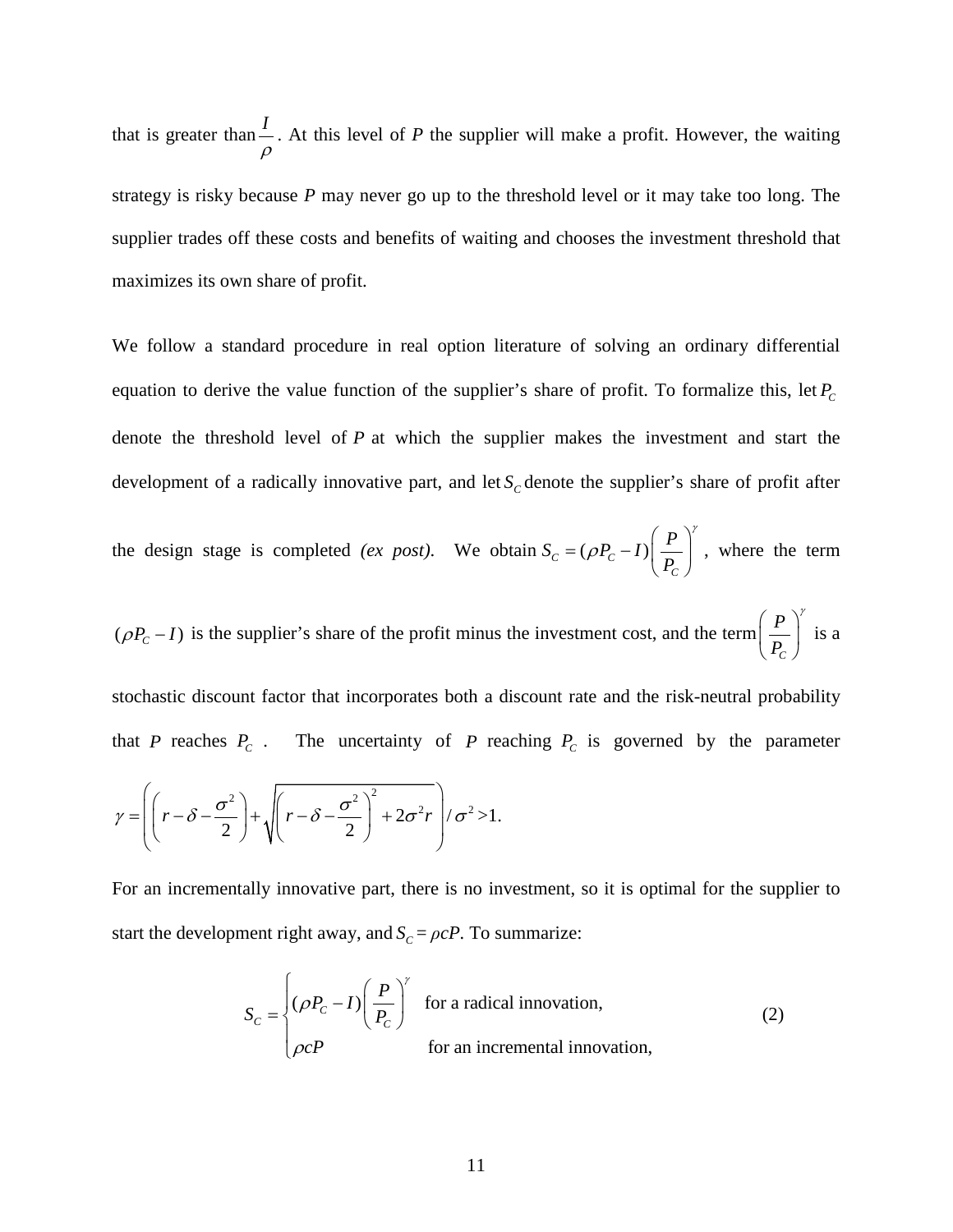that is greater than $\frac{I}{\rho}$. At this level of $P$ the supplier will make a profit. However, the waiting strategy is risky because $P$ may never go up to the threshold level or it may take too long. The supplier trades off these costs and benefits of waiting and chooses the investment threshold that maximizes its own share of profit.

We follow a standard procedure in real option literature of solving an ordinary differential equation to derive the value function of the supplier's share of profit. To formalize this, let $P_C$ denote the threshold level of $P$ at which the supplier makes the investment and start the development of a radically innovative part, and let $S_C$ denote the supplier's share of profit after the design stage is completed *(ex post)*. We obtain $S_C = (\rho P_C - I)\left(\frac{P}{P_C}\right)^{\gamma}$, where the term $(\rho P_C - I)$ is the supplier's share of the profit minus the investment cost, and the term $\left(\frac{P}{P_C}\right)^{\gamma}$ is a stochastic discount factor that incorporates both a discount rate and the risk-neutral probability that $P$ reaches $P_C$. The uncertainty of $P$ reaching $P_C$ is governed by the parameter

$$\gamma = \left( \left( r - \delta - \frac{\sigma^2}{2} \right) + \sqrt{\left( r - \delta - \frac{\sigma^2}{2} \right)^2 + 2\sigma^2 r} \right) / \sigma^2 > 1.$$

For an incrementally innovative part, there is no investment, so it is optimal for the supplier to start the development right away, and $S_C = \rho cP$. To summarize:

$$S_C = \begin{cases} (\rho P_C - I)\left(\frac{P}{P_C}\right)^{\gamma} & \text{for a radical innovation,} \\ \rho c P & \text{for an incremental innovation,} \end{cases} \tag{2}$$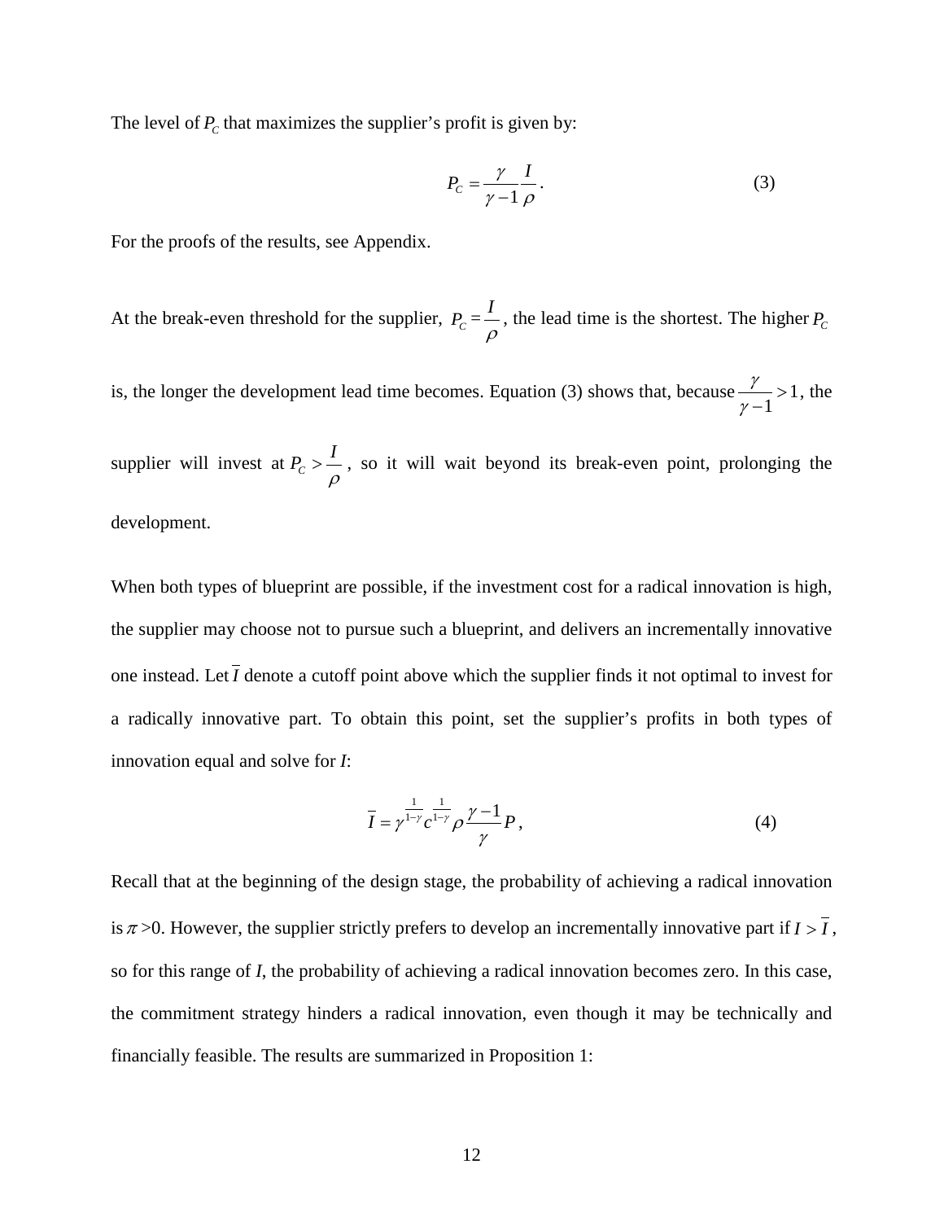The level of $P_C$ that maximizes the supplier's profit is given by:

$$P_C = \frac{\gamma}{\gamma - 1}\frac{I}{\rho}. \tag{3}$$

For the proofs of the results, see Appendix.

At the break-even threshold for the supplier, $P_C = \frac{I}{\rho}$, the lead time is the shortest. The higher $P_C$ is, the longer the development lead time becomes. Equation (3) shows that, because $\frac{\gamma}{\gamma - 1} > 1$, the supplier will invest at $P_C > \frac{I}{\rho}$, so it will wait beyond its break-even point, prolonging the development.

When both types of blueprint are possible, if the investment cost for a radical innovation is high, the supplier may choose not to pursue such a blueprint, and delivers an incrementally innovative one instead. Let $\overline{I}$ denote a cutoff point above which the supplier finds it not optimal to invest for a radically innovative part. To obtain this point, set the supplier's profits in both types of innovation equal and solve for *I*:

$$\overline{I} = \gamma^{\frac{1}{1-\gamma}} c^{\frac{1}{1-\gamma}} \rho \frac{\gamma - 1}{\gamma} P, \tag{4}$$

Recall that at the beginning of the design stage, the probability of achieving a radical innovation is $\pi > 0$. However, the supplier strictly prefers to develop an incrementally innovative part if $I > \overline{I}$, so for this range of *I*, the probability of achieving a radical innovation becomes zero. In this case, the commitment strategy hinders a radical innovation, even though it may be technically and financially feasible. The results are summarized in Proposition 1: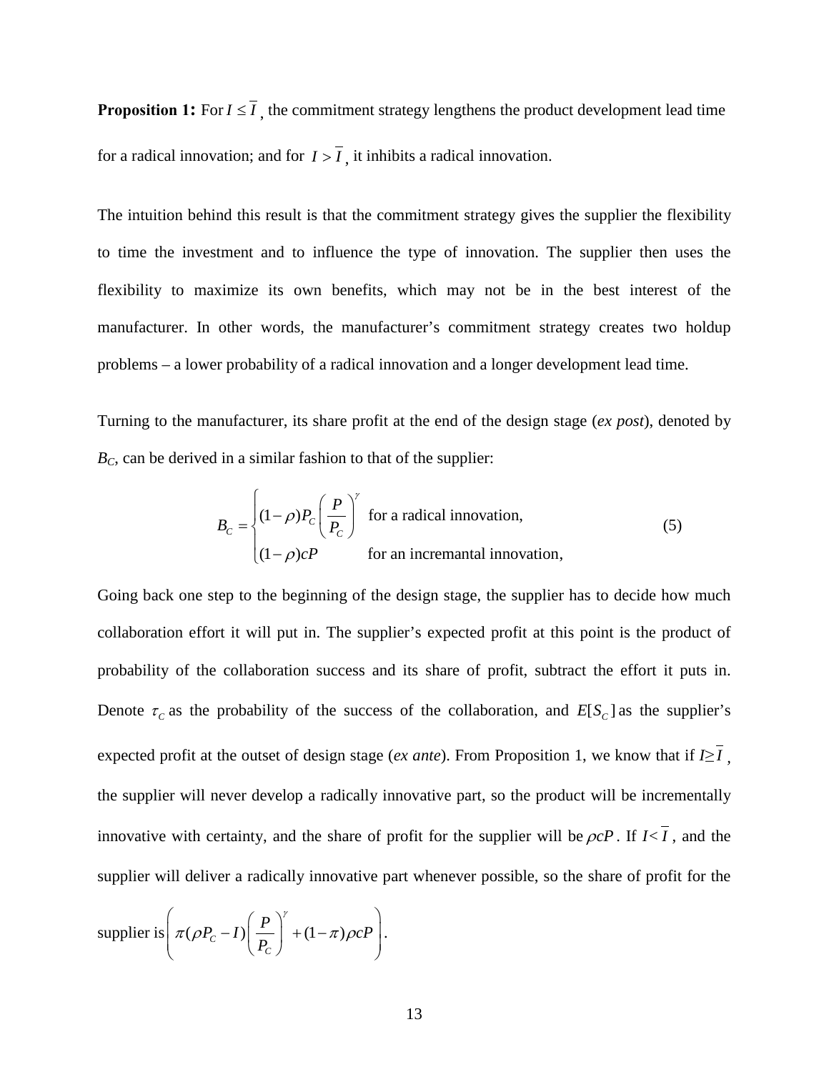**Proposition 1:** For $I \leq \overline{I}$, the commitment strategy lengthens the product development lead time for a radical innovation; and for $I > \overline{I}$, it inhibits a radical innovation.

The intuition behind this result is that the commitment strategy gives the supplier the flexibility to time the investment and to influence the type of innovation. The supplier then uses the flexibility to maximize its own benefits, which may not be in the best interest of the manufacturer. In other words, the manufacturer's commitment strategy creates two holdup problems – a lower probability of a radical innovation and a longer development lead time.

Turning to the manufacturer, its share profit at the end of the design stage (*ex post*), denoted by $B_C$, can be derived in a similar fashion to that of the supplier:

$$B_C = \begin{cases} (1-\rho)P_C\left(\dfrac{P}{P_C}\right)^{\gamma} & \text{for a radical innovation,} \\ (1-\rho)cP & \text{for an incremantal innovation,} \end{cases} \tag{5}$$

Going back one step to the beginning of the design stage, the supplier has to decide how much collaboration effort it will put in. The supplier's expected profit at this point is the product of probability of the collaboration success and its share of profit, subtract the effort it puts in. Denote $\tau_C$ as the probability of the success of the collaboration, and $E[S_C]$ as the supplier's expected profit at the outset of design stage (*ex ante*). From Proposition 1, we know that if $I \geq \overline{I}$, the supplier will never develop a radically innovative part, so the product will be incrementally innovative with certainty, and the share of profit for the supplier will be $\rho cP$. If $I < \overline{I}$, and the supplier will deliver a radically innovative part whenever possible, so the share of profit for the supplier is $\left(\pi(\rho P_C - I)\left(\dfrac{P}{P_C}\right)^{\gamma} + (1-\pi)\rho cP\right)$.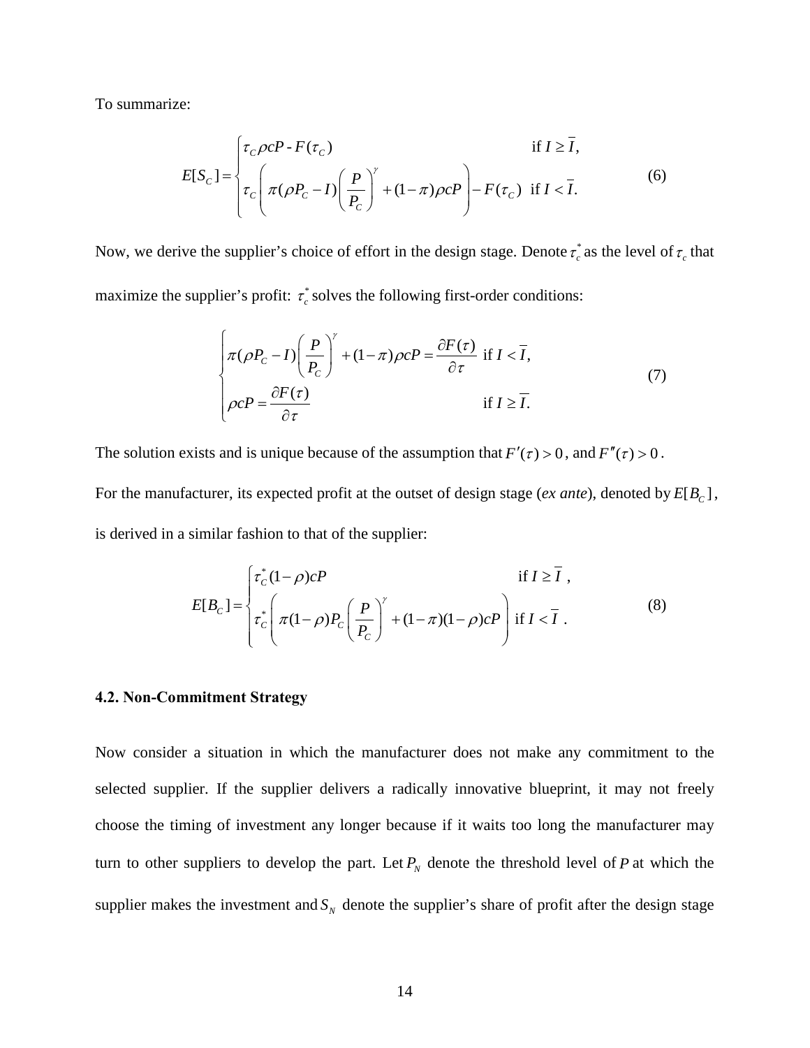To summarize:

$$E[S_C] = \begin{cases} \tau_C \rho c P \text{ - } F(\tau_C) & \text{if } I \geq \overline{I}, \\ \tau_C \left( \pi(\rho P_C - I)\left(\dfrac{P}{P_C}\right)^{\gamma} + (1-\pi)\rho c P \right) - F(\tau_C) & \text{if } I < \overline{I}. \end{cases} \tag{6}$$

Now, we derive the supplier's choice of effort in the design stage. Denote $\tau_c^*$ as the level of $\tau_c$ that maximize the supplier's profit: $\tau_c^*$ solves the following first-order conditions:

$$\begin{cases} \pi(\rho P_C - I)\left(\dfrac{P}{P_C}\right)^{\gamma} + (1-\pi)\rho c P = \dfrac{\partial F(\tau)}{\partial \tau} & \text{if } I < \overline{I}, \\ \rho c P = \dfrac{\partial F(\tau)}{\partial \tau} & \text{if } I \geq \overline{I}. \end{cases} \tag{7}$$

The solution exists and is unique because of the assumption that $F'(\tau) > 0$, and $F''(\tau) > 0$.

For the manufacturer, its expected profit at the outset of design stage (*ex ante*), denoted by $E[B_C]$, is derived in a similar fashion to that of the supplier:

$$E[B_C] = \begin{cases} \tau_C^*(1-\rho)cP & \text{if } I \geq \overline{I}\ , \\ \tau_C^* \left( \pi(1-\rho)P_C\left(\dfrac{P}{P_C}\right)^{\gamma} + (1-\pi)(1-\rho)cP \right) & \text{if } I < \overline{I}\ . \end{cases} \tag{8}$$

#### 4.2. Non-Commitment Strategy

Now consider a situation in which the manufacturer does not make any commitment to the selected supplier. If the supplier delivers a radically innovative blueprint, it may not freely choose the timing of investment any longer because if it waits too long the manufacturer may turn to other suppliers to develop the part. Let $P_N$ denote the threshold level of $P$ at which the supplier makes the investment and $S_N$ denote the supplier's share of profit after the design stage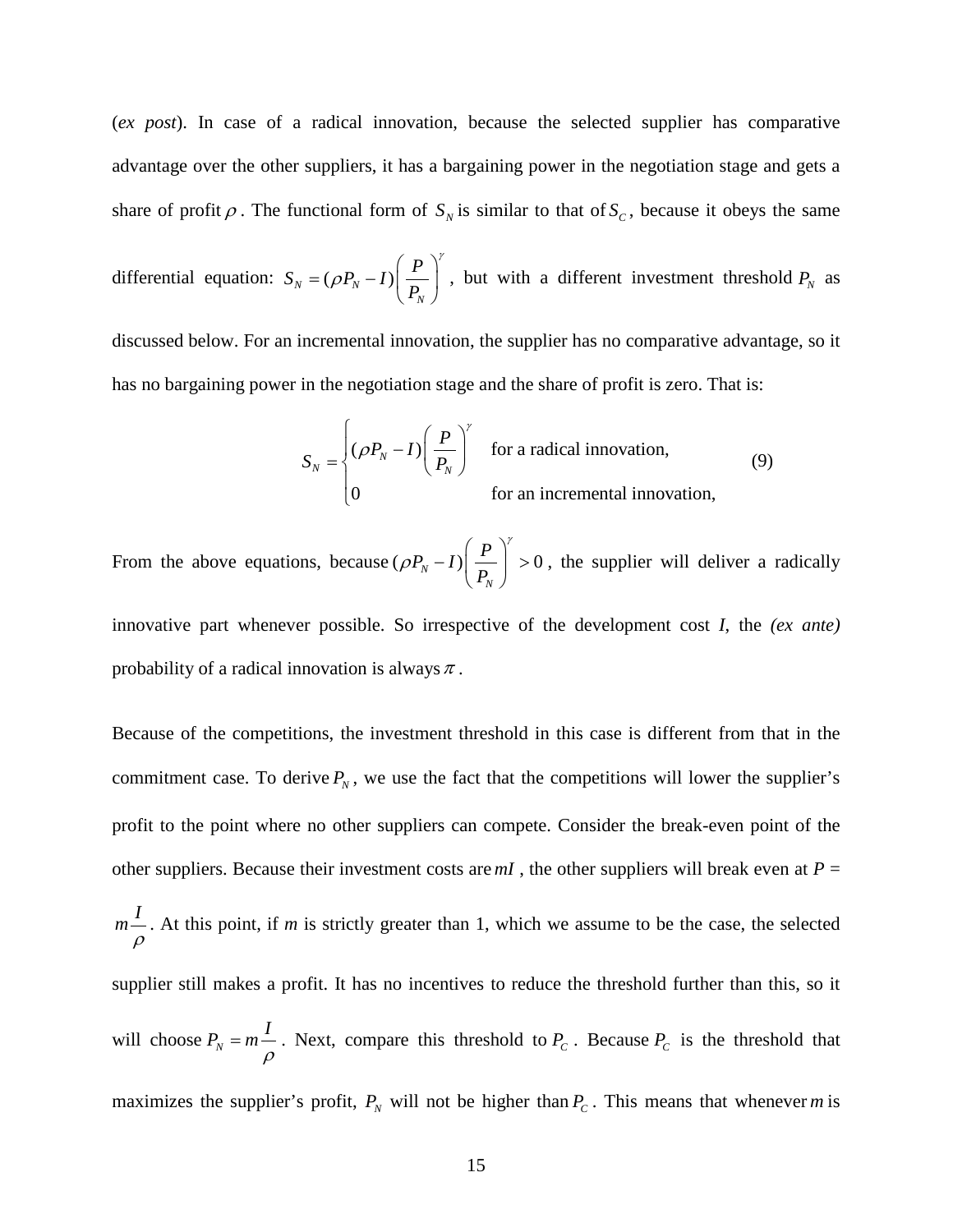(*ex post*). In case of a radical innovation, because the selected supplier has comparative advantage over the other suppliers, it has a bargaining power in the negotiation stage and gets a share of profit $\rho$. The functional form of $S_N$ is similar to that of $S_C$, because it obeys the same differential equation: $S_N = (\rho P_N - I)\left(\frac{P}{P_N}\right)^{\gamma}$, but with a different investment threshold $P_N$ as discussed below. For an incremental innovation, the supplier has no comparative advantage, so it has no bargaining power in the negotiation stage and the share of profit is zero. That is:

$$S_N = \begin{cases} (\rho P_N - I)\left(\dfrac{P}{P_N}\right)^{\gamma} & \text{for a radical innovation,} \\ 0 & \text{for an incremental innovation,} \end{cases} \tag{9}$$

From the above equations, because $(\rho P_N - I)\left(\frac{P}{P_N}\right)^{\gamma} > 0$, the supplier will deliver a radically innovative part whenever possible. So irrespective of the development cost *I*, the *(ex ante)* probability of a radical innovation is always $\pi$.

Because of the competitions, the investment threshold in this case is different from that in the commitment case. To derive $P_N$, we use the fact that the competitions will lower the supplier's profit to the point where no other suppliers can compete. Consider the break-even point of the other suppliers. Because their investment costs are $mI$, the other suppliers will break even at $P = m\frac{I}{\rho}$. At this point, if *m* is strictly greater than 1, which we assume to be the case, the selected supplier still makes a profit. It has no incentives to reduce the threshold further than this, so it will choose $P_N = m\frac{I}{\rho}$. Next, compare this threshold to $P_C$. Because $P_C$ is the threshold that maximizes the supplier's profit, $P_N$ will not be higher than $P_C$. This means that whenever *m* is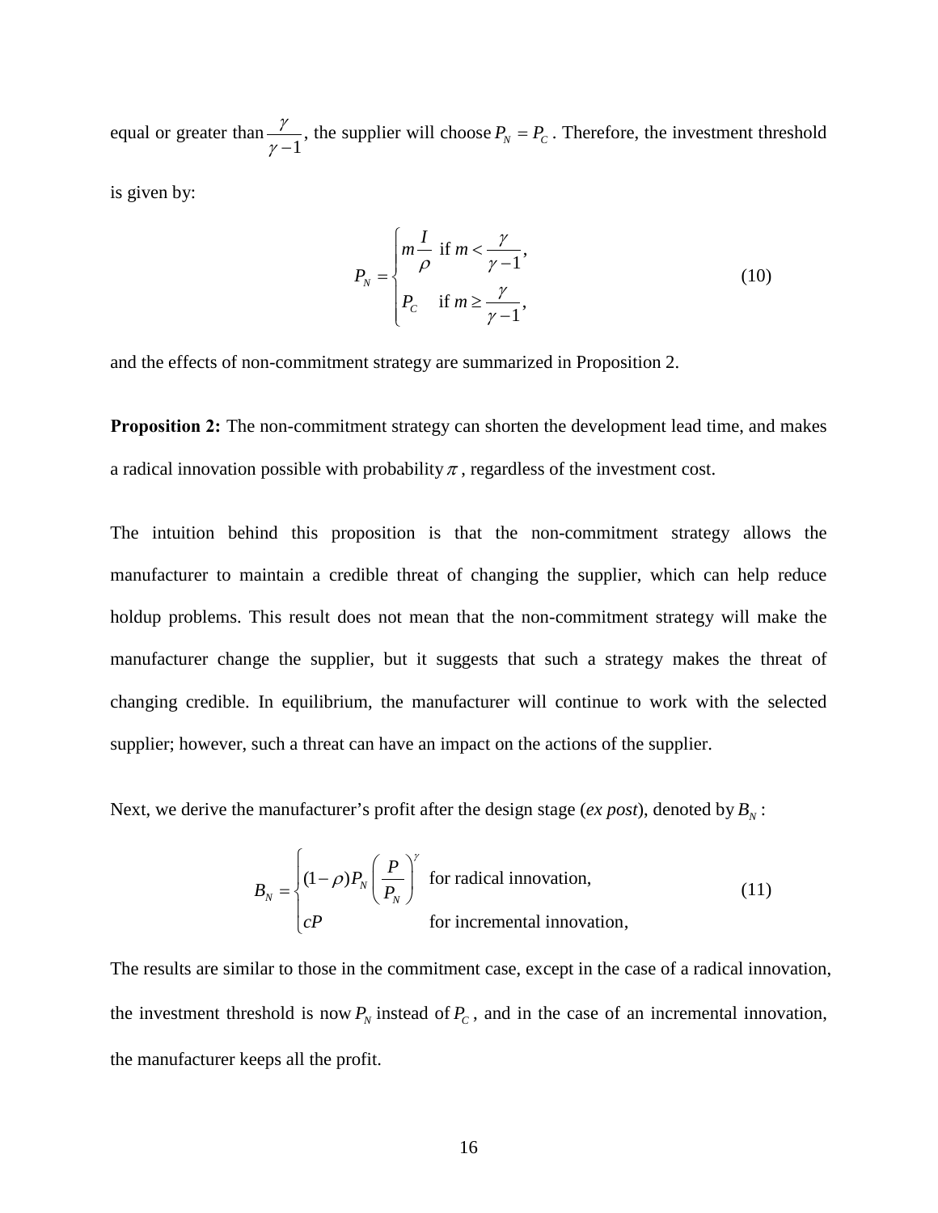equal or greater than $\frac{\gamma}{\gamma-1}$, the supplier will choose $P_N = P_C$. Therefore, the investment threshold is given by:

$$P_N = \begin{cases} m\dfrac{I}{\rho} & \text{if } m < \dfrac{\gamma}{\gamma-1}, \\ P_C & \text{if } m \geq \dfrac{\gamma}{\gamma-1}, \end{cases} \tag{10}$$

and the effects of non-commitment strategy are summarized in Proposition 2.

**Proposition 2:** The non-commitment strategy can shorten the development lead time, and makes a radical innovation possible with probability $\pi$, regardless of the investment cost.

The intuition behind this proposition is that the non-commitment strategy allows the manufacturer to maintain a credible threat of changing the supplier, which can help reduce holdup problems. This result does not mean that the non-commitment strategy will make the manufacturer change the supplier, but it suggests that such a strategy makes the threat of changing credible. In equilibrium, the manufacturer will continue to work with the selected supplier; however, such a threat can have an impact on the actions of the supplier.

Next, we derive the manufacturer's profit after the design stage (*ex post*), denoted by $B_N$:

$$B_N = \begin{cases} (1-\rho)P_N\left(\dfrac{P}{P_N}\right)^{\gamma} & \text{for radical innovation,} \\ cP & \text{for incremental innovation,} \end{cases} \tag{11}$$

The results are similar to those in the commitment case, except in the case of a radical innovation, the investment threshold is now $P_N$ instead of $P_C$, and in the case of an incremental innovation, the manufacturer keeps all the profit.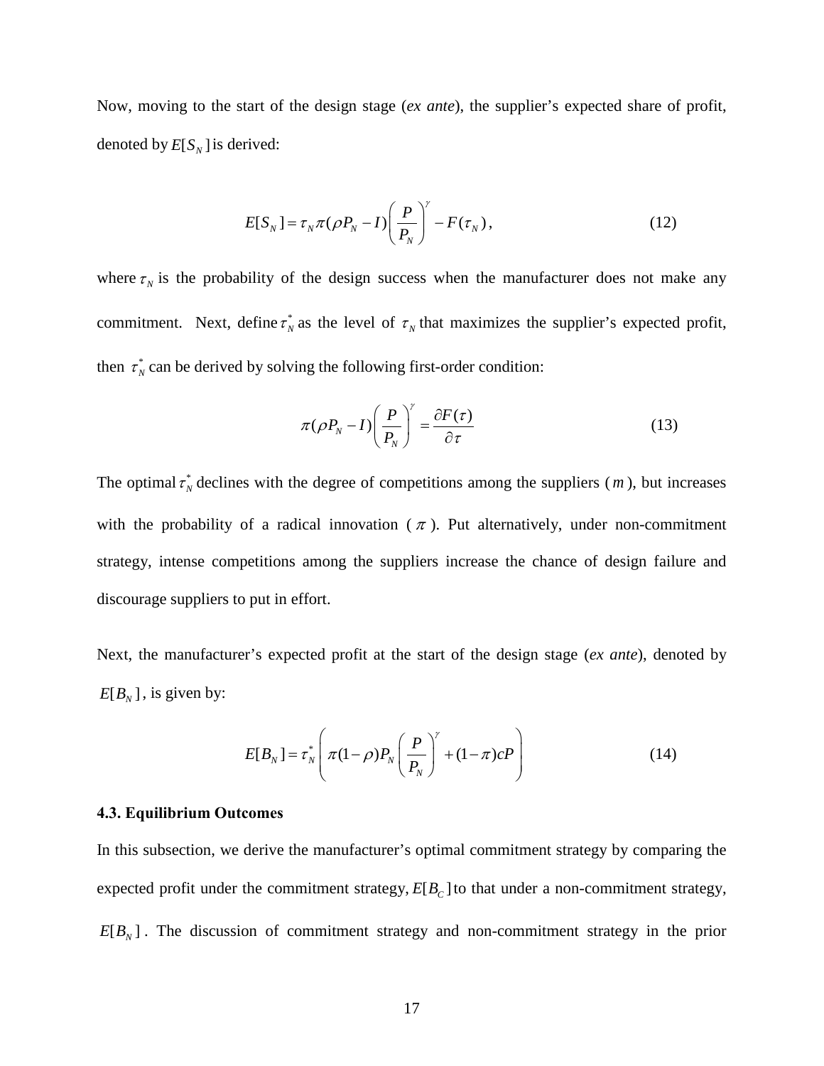Now, moving to the start of the design stage (*ex ante*), the supplier's expected share of profit, denoted by $E[S_N]$ is derived:

$$E[S_N] = \tau_N \pi (\rho P_N - I) \left( \frac{P}{P_N} \right)^{\gamma} - F(\tau_N), \tag{12}$$

where $\tau_N$ is the probability of the design success when the manufacturer does not make any commitment. Next, define $\tau_N^*$ as the level of $\tau_N$ that maximizes the supplier's expected profit, then $\tau_N^*$ can be derived by solving the following first-order condition:

$$\pi (\rho P_N - I) \left( \frac{P}{P_N} \right)^{\gamma} = \frac{\partial F(\tau)}{\partial \tau} \tag{13}$$

The optimal $\tau_N^*$ declines with the degree of competitions among the suppliers ($m$), but increases with the probability of a radical innovation ($\pi$). Put alternatively, under non-commitment strategy, intense competitions among the suppliers increase the chance of design failure and discourage suppliers to put in effort.

Next, the manufacturer's expected profit at the start of the design stage (*ex ante*), denoted by $E[B_N]$, is given by:

$$E[B_N] = \tau_N^* \left( \pi (1-\rho) P_N \left( \frac{P}{P_N} \right)^{\gamma} + (1-\pi) cP \right) \tag{14}$$

### 4.3. Equilibrium Outcomes

In this subsection, we derive the manufacturer's optimal commitment strategy by comparing the expected profit under the commitment strategy, $E[B_C]$ to that under a non-commitment strategy, $E[B_N]$. The discussion of commitment strategy and non-commitment strategy in the prior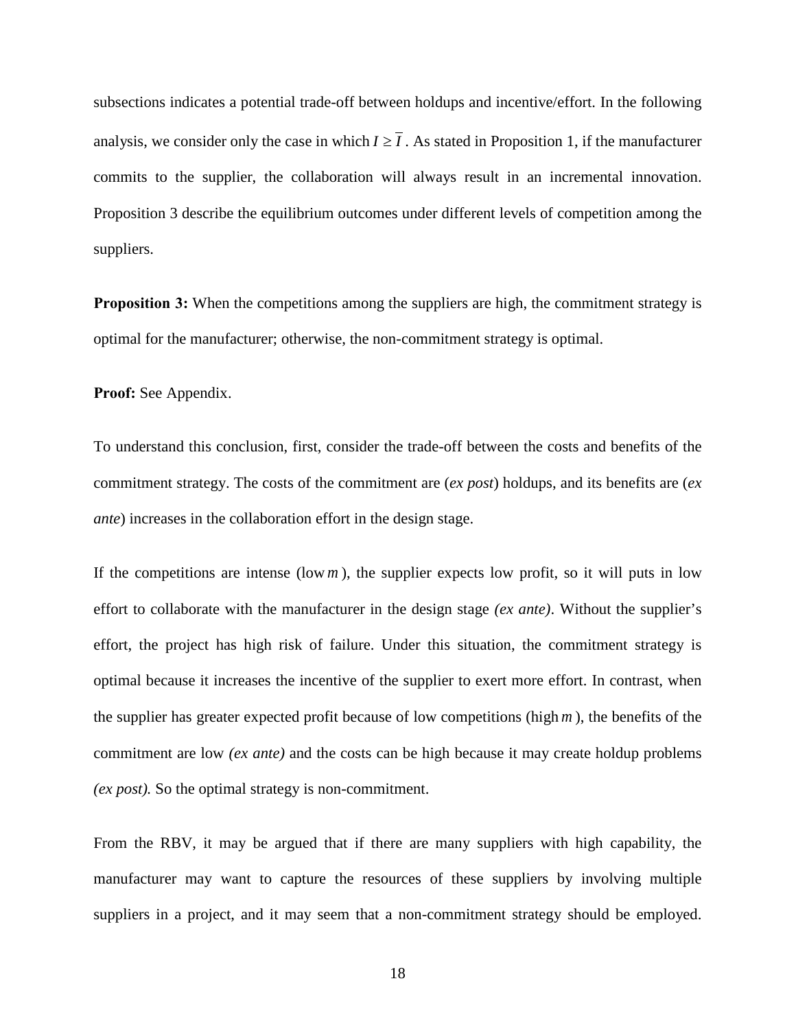subsections indicates a potential trade-off between holdups and incentive/effort. In the following analysis, we consider only the case in which $I \geq \overline{I}$. As stated in Proposition 1, if the manufacturer commits to the supplier, the collaboration will always result in an incremental innovation. Proposition 3 describe the equilibrium outcomes under different levels of competition among the suppliers.

**Proposition 3:** When the competitions among the suppliers are high, the commitment strategy is optimal for the manufacturer; otherwise, the non-commitment strategy is optimal.

**Proof:** See Appendix.

To understand this conclusion, first, consider the trade-off between the costs and benefits of the commitment strategy. The costs of the commitment are (*ex post*) holdups, and its benefits are (*ex ante*) increases in the collaboration effort in the design stage.

If the competitions are intense (low $m$), the supplier expects low profit, so it will puts in low effort to collaborate with the manufacturer in the design stage *(ex ante)*. Without the supplier's effort, the project has high risk of failure. Under this situation, the commitment strategy is optimal because it increases the incentive of the supplier to exert more effort. In contrast, when the supplier has greater expected profit because of low competitions (high $m$), the benefits of the commitment are low *(ex ante)* and the costs can be high because it may create holdup problems *(ex post).* So the optimal strategy is non-commitment.

From the RBV, it may be argued that if there are many suppliers with high capability, the manufacturer may want to capture the resources of these suppliers by involving multiple suppliers in a project, and it may seem that a non-commitment strategy should be employed.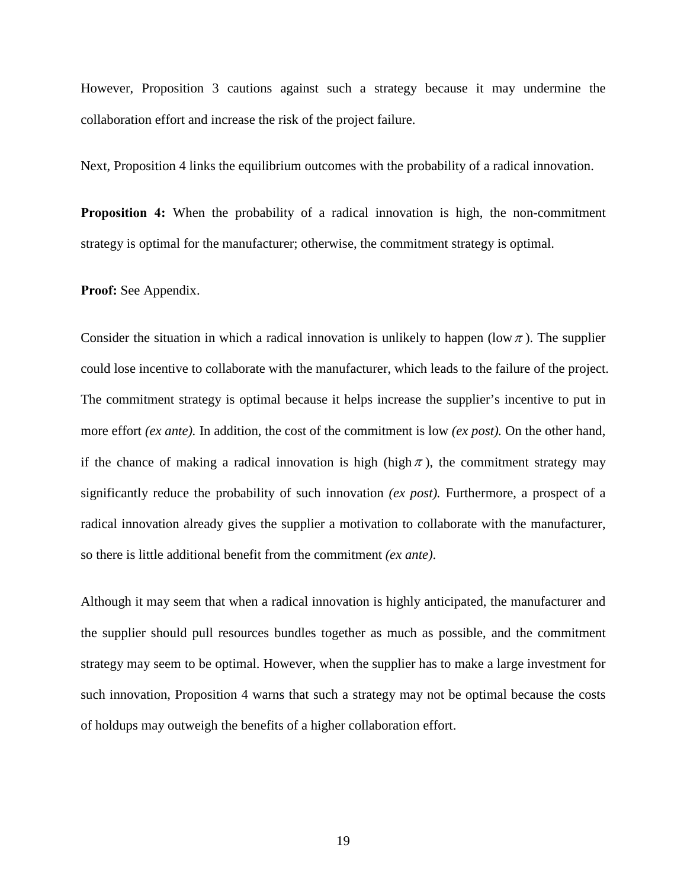However, Proposition 3 cautions against such a strategy because it may undermine the collaboration effort and increase the risk of the project failure.

Next, Proposition 4 links the equilibrium outcomes with the probability of a radical innovation.

**Proposition 4:** When the probability of a radical innovation is high, the non-commitment strategy is optimal for the manufacturer; otherwise, the commitment strategy is optimal.

**Proof:** See Appendix.

Consider the situation in which a radical innovation is unlikely to happen (low $\pi$). The supplier could lose incentive to collaborate with the manufacturer, which leads to the failure of the project. The commitment strategy is optimal because it helps increase the supplier's incentive to put in more effort *(ex ante).* In addition, the cost of the commitment is low *(ex post).* On the other hand, if the chance of making a radical innovation is high (high $\pi$), the commitment strategy may significantly reduce the probability of such innovation *(ex post).* Furthermore, a prospect of a radical innovation already gives the supplier a motivation to collaborate with the manufacturer, so there is little additional benefit from the commitment *(ex ante).*

Although it may seem that when a radical innovation is highly anticipated, the manufacturer and the supplier should pull resources bundles together as much as possible, and the commitment strategy may seem to be optimal. However, when the supplier has to make a large investment for such innovation, Proposition 4 warns that such a strategy may not be optimal because the costs of holdups may outweigh the benefits of a higher collaboration effort.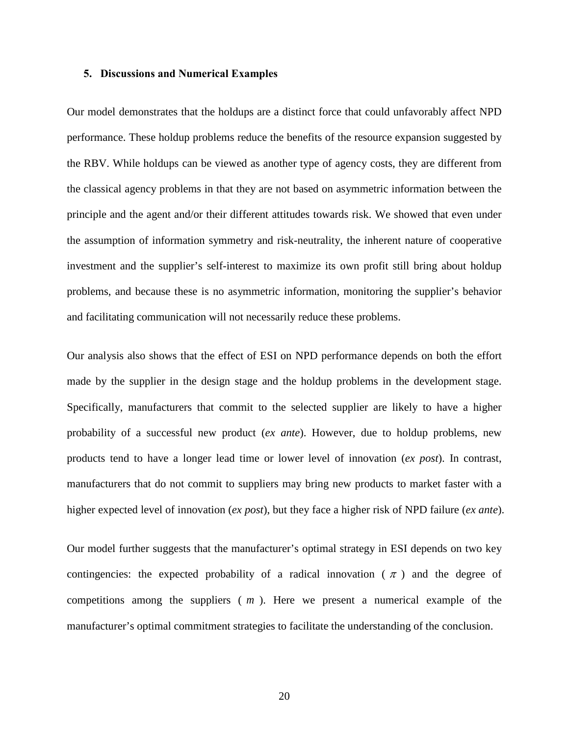## 5. Discussions and Numerical Examples

Our model demonstrates that the holdups are a distinct force that could unfavorably affect NPD performance. These holdup problems reduce the benefits of the resource expansion suggested by the RBV. While holdups can be viewed as another type of agency costs, they are different from the classical agency problems in that they are not based on asymmetric information between the principle and the agent and/or their different attitudes towards risk. We showed that even under the assumption of information symmetry and risk-neutrality, the inherent nature of cooperative investment and the supplier's self-interest to maximize its own profit still bring about holdup problems, and because these is no asymmetric information, monitoring the supplier's behavior and facilitating communication will not necessarily reduce these problems.

Our analysis also shows that the effect of ESI on NPD performance depends on both the effort made by the supplier in the design stage and the holdup problems in the development stage. Specifically, manufacturers that commit to the selected supplier are likely to have a higher probability of a successful new product (*ex ante*). However, due to holdup problems, new products tend to have a longer lead time or lower level of innovation (*ex post*). In contrast, manufacturers that do not commit to suppliers may bring new products to market faster with a higher expected level of innovation (*ex post*), but they face a higher risk of NPD failure (*ex ante*).

Our model further suggests that the manufacturer's optimal strategy in ESI depends on two key contingencies: the expected probability of a radical innovation ( $\pi$ ) and the degree of competitions among the suppliers ( $m$ ). Here we present a numerical example of the manufacturer's optimal commitment strategies to facilitate the understanding of the conclusion.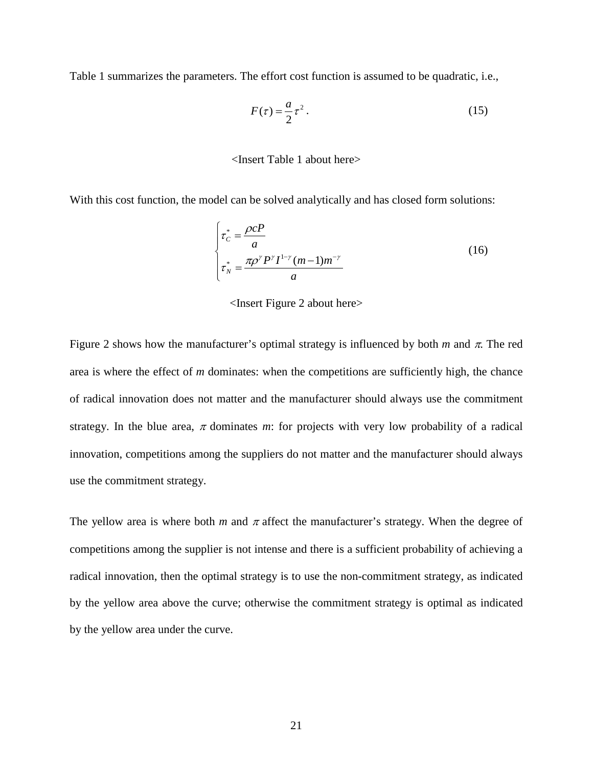Table 1 summarizes the parameters. The effort cost function is assumed to be quadratic, i.e.,

$$F(\tau) = \frac{a}{2}\tau^2 . \tag{15}$$

<Insert Table 1 about here>

With this cost function, the model can be solved analytically and has closed form solutions:

$$\begin{cases} \tau_C^* = \dfrac{\rho c P}{a} \\ \tau_N^* = \dfrac{\pi \rho^\gamma P^\gamma I^{1-\gamma}(m-1)m^{-\gamma}}{a} \end{cases} \tag{16}$$

<Insert Figure 2 about here>

Figure 2 shows how the manufacturer's optimal strategy is influenced by both $m$ and $\pi$. The red area is where the effect of $m$ dominates: when the competitions are sufficiently high, the chance of radical innovation does not matter and the manufacturer should always use the commitment strategy. In the blue area, $\pi$ dominates $m$: for projects with very low probability of a radical innovation, competitions among the suppliers do not matter and the manufacturer should always use the commitment strategy.

The yellow area is where both $m$ and $\pi$ affect the manufacturer's strategy. When the degree of competitions among the supplier is not intense and there is a sufficient probability of achieving a radical innovation, then the optimal strategy is to use the non-commitment strategy, as indicated by the yellow area above the curve; otherwise the commitment strategy is optimal as indicated by the yellow area under the curve.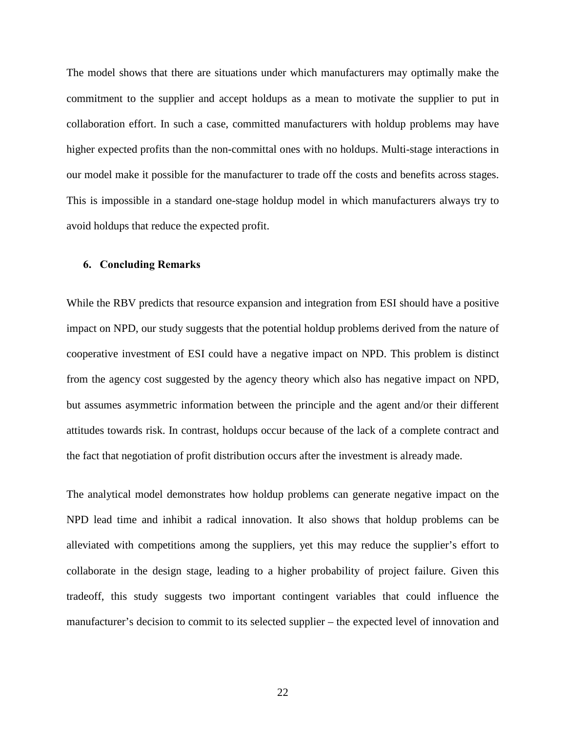The model shows that there are situations under which manufacturers may optimally make the commitment to the supplier and accept holdups as a mean to motivate the supplier to put in collaboration effort. In such a case, committed manufacturers with holdup problems may have higher expected profits than the non-committal ones with no holdups. Multi-stage interactions in our model make it possible for the manufacturer to trade off the costs and benefits across stages. This is impossible in a standard one-stage holdup model in which manufacturers always try to avoid holdups that reduce the expected profit.

## 6. Concluding Remarks

While the RBV predicts that resource expansion and integration from ESI should have a positive impact on NPD, our study suggests that the potential holdup problems derived from the nature of cooperative investment of ESI could have a negative impact on NPD. This problem is distinct from the agency cost suggested by the agency theory which also has negative impact on NPD, but assumes asymmetric information between the principle and the agent and/or their different attitudes towards risk. In contrast, holdups occur because of the lack of a complete contract and the fact that negotiation of profit distribution occurs after the investment is already made.

The analytical model demonstrates how holdup problems can generate negative impact on the NPD lead time and inhibit a radical innovation. It also shows that holdup problems can be alleviated with competitions among the suppliers, yet this may reduce the supplier's effort to collaborate in the design stage, leading to a higher probability of project failure. Given this tradeoff, this study suggests two important contingent variables that could influence the manufacturer's decision to commit to its selected supplier – the expected level of innovation and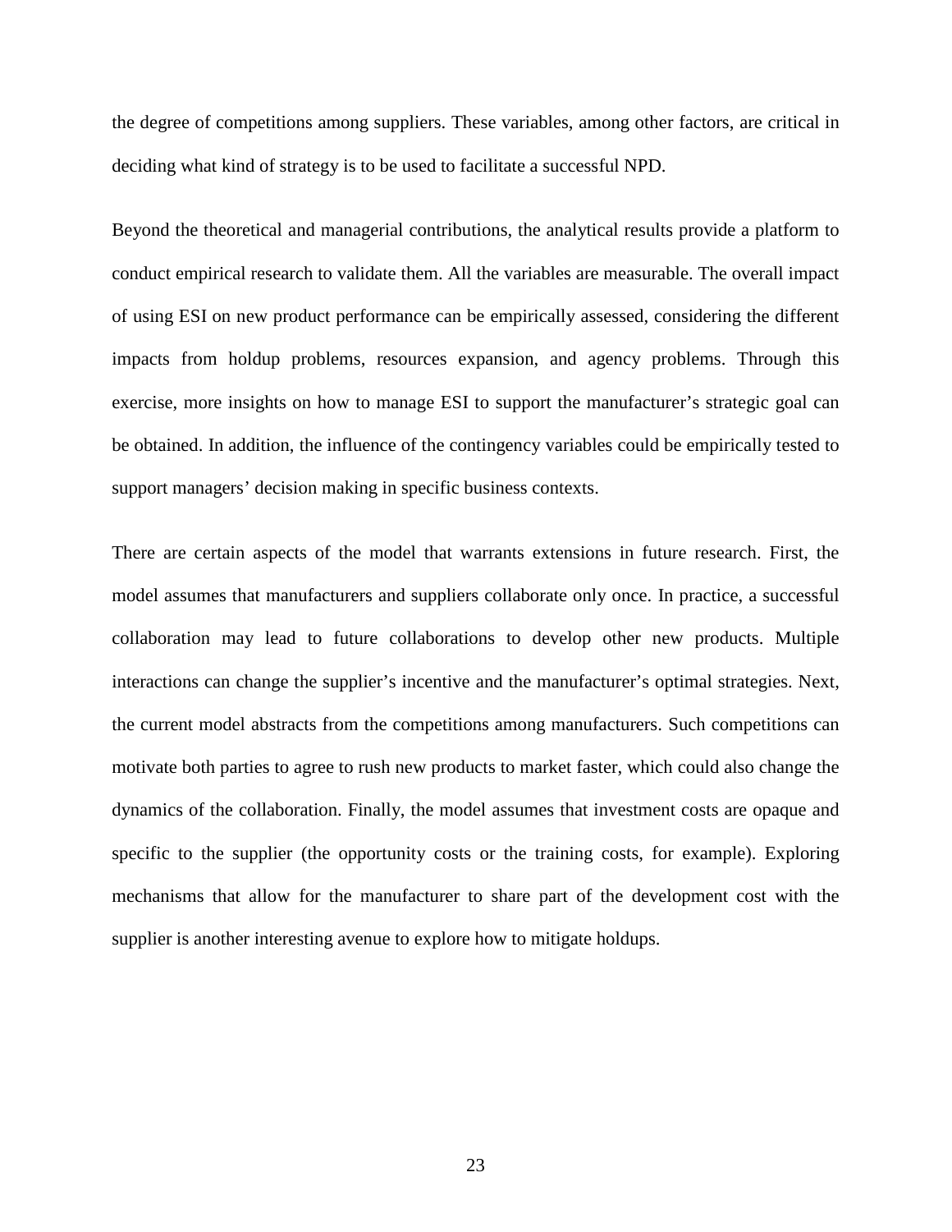the degree of competitions among suppliers. These variables, among other factors, are critical in deciding what kind of strategy is to be used to facilitate a successful NPD.

Beyond the theoretical and managerial contributions, the analytical results provide a platform to conduct empirical research to validate them. All the variables are measurable. The overall impact of using ESI on new product performance can be empirically assessed, considering the different impacts from holdup problems, resources expansion, and agency problems. Through this exercise, more insights on how to manage ESI to support the manufacturer's strategic goal can be obtained. In addition, the influence of the contingency variables could be empirically tested to support managers' decision making in specific business contexts.

There are certain aspects of the model that warrants extensions in future research. First, the model assumes that manufacturers and suppliers collaborate only once. In practice, a successful collaboration may lead to future collaborations to develop other new products. Multiple interactions can change the supplier's incentive and the manufacturer's optimal strategies. Next, the current model abstracts from the competitions among manufacturers. Such competitions can motivate both parties to agree to rush new products to market faster, which could also change the dynamics of the collaboration. Finally, the model assumes that investment costs are opaque and specific to the supplier (the opportunity costs or the training costs, for example). Exploring mechanisms that allow for the manufacturer to share part of the development cost with the supplier is another interesting avenue to explore how to mitigate holdups.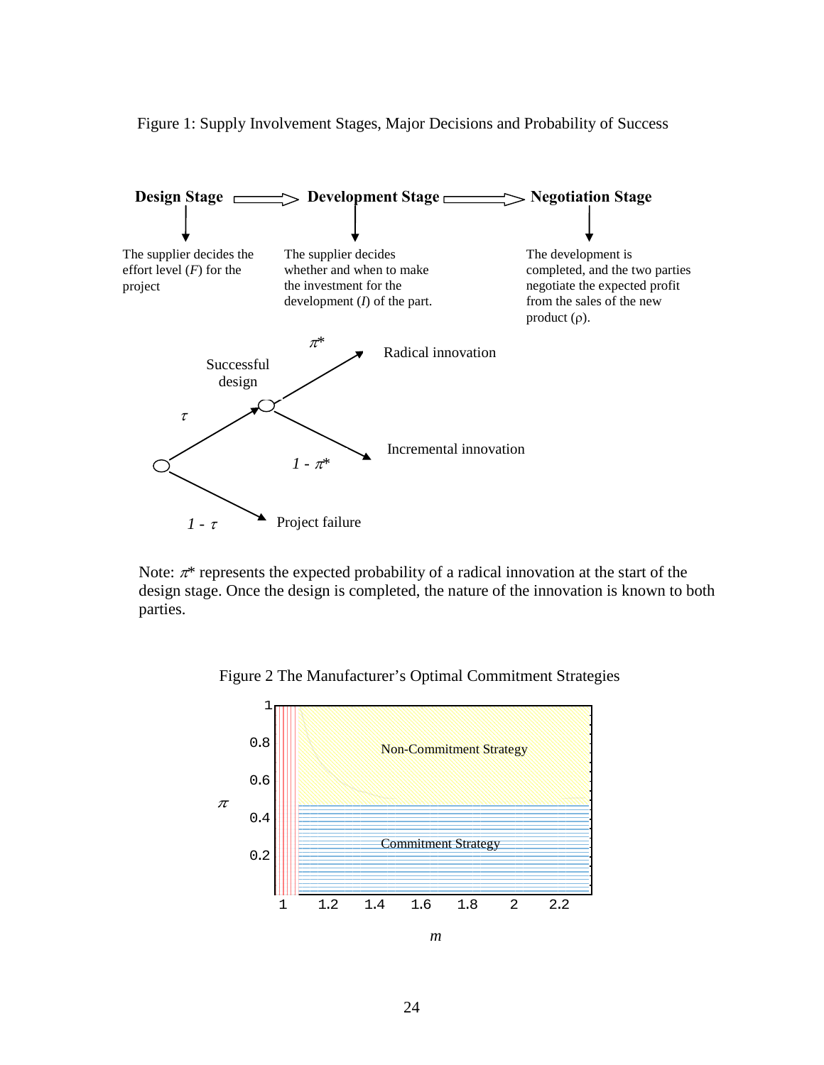Figure 1: Supply Involvement Stages, Major Decisions and Probability of Success

**Design Stage** ⟹ **Development Stage** ⟹ **Negotiation Stage**

The supplier decides the effort level ($F$) for the project

The supplier decides whether and when to make the investment for the development ($I$) of the part.

The development is completed, and the two parties negotiate the expected profit from the sales of the new product ($\rho$).

Successful design ($\tau$): Radical innovation ($\pi^*$); Incremental innovation ($1 - \pi^*$)

Project failure ($1 - \tau$)

Note: $\pi^*$ represents the expected probability of a radical innovation at the start of the design stage. Once the design is completed, the nature of the innovation is known to both parties.

Figure 2 The Manufacturer's Optimal Commitment Strategies

Non-Commitment Strategy

Commitment Strategy

$\pi$ (vertical axis: 0.2, 0.4, 0.6, 0.8, 1); $m$ (horizontal axis: 1, 1.2, 1.4, 1.6, 1.8, 2, 2.2)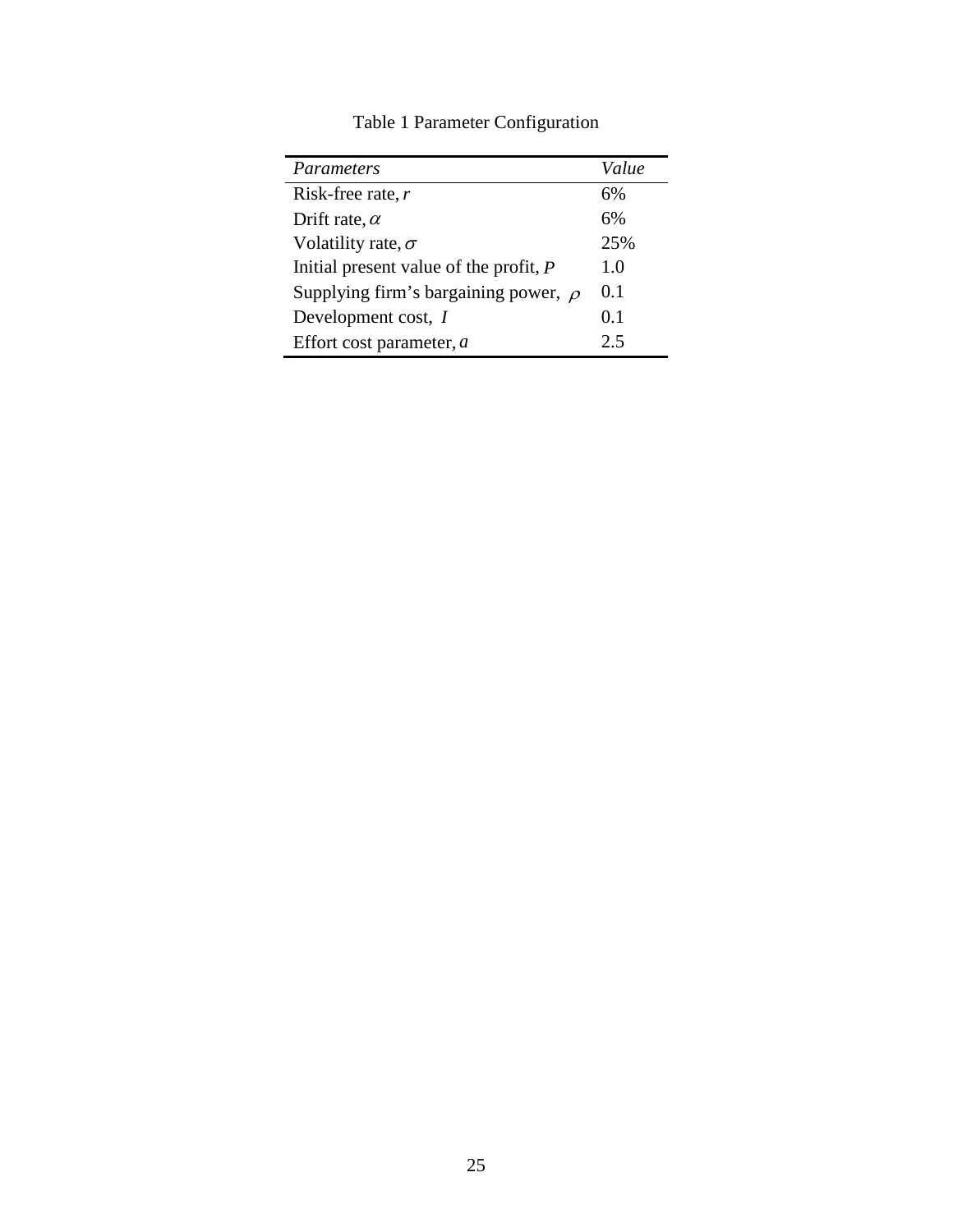Table 1 Parameter Configuration

| *Parameters* | *Value* |
|---|---|
| Risk-free rate, $r$ | 6% |
| Drift rate, $\alpha$ | 6% |
| Volatility rate, $\sigma$ | 25% |
| Initial present value of the profit, $P$ | 1.0 |
| Supplying firm's bargaining power, $\rho$ | 0.1 |
| Development cost, $I$ | 0.1 |
| Effort cost parameter, $a$ | 2.5 |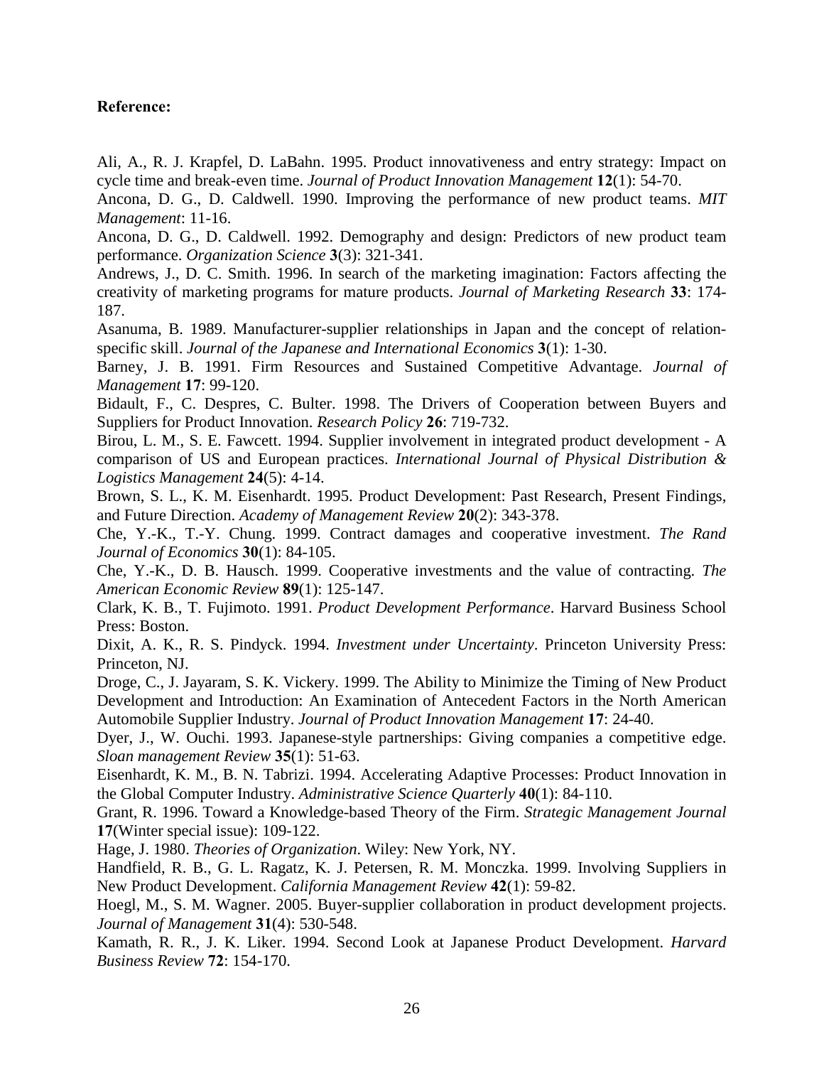**Reference:**

Ali, A., R. J. Krapfel, D. LaBahn. 1995. Product innovativeness and entry strategy: Impact on cycle time and break-even time. *Journal of Product Innovation Management* **12**(1): 54-70.

Ancona, D. G., D. Caldwell. 1990. Improving the performance of new product teams. *MIT Management*: 11-16.

Ancona, D. G., D. Caldwell. 1992. Demography and design: Predictors of new product team performance. *Organization Science* **3**(3): 321-341.

Andrews, J., D. C. Smith. 1996. In search of the marketing imagination: Factors affecting the creativity of marketing programs for mature products. *Journal of Marketing Research* **33**: 174-187.

Asanuma, B. 1989. Manufacturer-supplier relationships in Japan and the concept of relation-specific skill. *Journal of the Japanese and International Economics* **3**(1): 1-30.

Barney, J. B. 1991. Firm Resources and Sustained Competitive Advantage. *Journal of Management* **17**: 99-120.

Bidault, F., C. Despres, C. Bulter. 1998. The Drivers of Cooperation between Buyers and Suppliers for Product Innovation. *Research Policy* **26**: 719-732.

Birou, L. M., S. E. Fawcett. 1994. Supplier involvement in integrated product development - A comparison of US and European practices. *International Journal of Physical Distribution & Logistics Management* **24**(5): 4-14.

Brown, S. L., K. M. Eisenhardt. 1995. Product Development: Past Research, Present Findings, and Future Direction. *Academy of Management Review* **20**(2): 343-378.

Che, Y.-K., T.-Y. Chung. 1999. Contract damages and cooperative investment. *The Rand Journal of Economics* **30**(1): 84-105.

Che, Y.-K., D. B. Hausch. 1999. Cooperative investments and the value of contracting. *The American Economic Review* **89**(1): 125-147.

Clark, K. B., T. Fujimoto. 1991. *Product Development Performance*. Harvard Business School Press: Boston.

Dixit, A. K., R. S. Pindyck. 1994. *Investment under Uncertainty*. Princeton University Press: Princeton, NJ.

Droge, C., J. Jayaram, S. K. Vickery. 1999. The Ability to Minimize the Timing of New Product Development and Introduction: An Examination of Antecedent Factors in the North American Automobile Supplier Industry. *Journal of Product Innovation Management* **17**: 24-40.

Dyer, J., W. Ouchi. 1993. Japanese-style partnerships: Giving companies a competitive edge. *Sloan management Review* **35**(1): 51-63.

Eisenhardt, K. M., B. N. Tabrizi. 1994. Accelerating Adaptive Processes: Product Innovation in the Global Computer Industry. *Administrative Science Quarterly* **40**(1): 84-110.

Grant, R. 1996. Toward a Knowledge-based Theory of the Firm. *Strategic Management Journal* **17**(Winter special issue): 109-122.

Hage, J. 1980. *Theories of Organization*. Wiley: New York, NY.

Handfield, R. B., G. L. Ragatz, K. J. Petersen, R. M. Monczka. 1999. Involving Suppliers in New Product Development. *California Management Review* **42**(1): 59-82.

Hoegl, M., S. M. Wagner. 2005. Buyer-supplier collaboration in product development projects. *Journal of Management* **31**(4): 530-548.

Kamath, R. R., J. K. Liker. 1994. Second Look at Japanese Product Development. *Harvard Business Review* **72**: 154-170.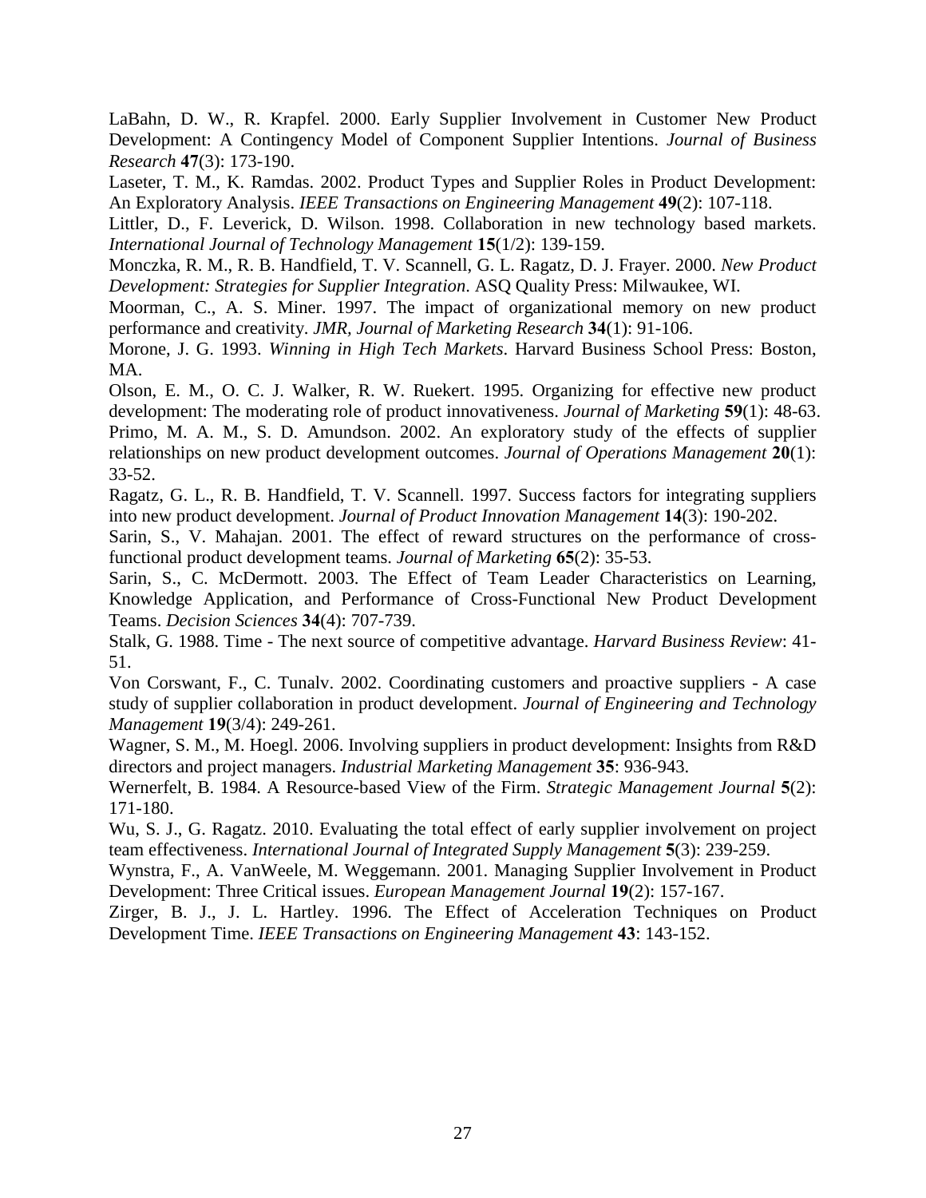LaBahn, D. W., R. Krapfel. 2000. Early Supplier Involvement in Customer New Product Development: A Contingency Model of Component Supplier Intentions. *Journal of Business Research* **47**(3): 173-190.

Laseter, T. M., K. Ramdas. 2002. Product Types and Supplier Roles in Product Development: An Exploratory Analysis. *IEEE Transactions on Engineering Management* **49**(2): 107-118.

Littler, D., F. Leverick, D. Wilson. 1998. Collaboration in new technology based markets. *International Journal of Technology Management* **15**(1/2): 139-159.

Monczka, R. M., R. B. Handfield, T. V. Scannell, G. L. Ragatz, D. J. Frayer. 2000. *New Product Development: Strategies for Supplier Integration*. ASQ Quality Press: Milwaukee, WI.

Moorman, C., A. S. Miner. 1997. The impact of organizational memory on new product performance and creativity. *JMR, Journal of Marketing Research* **34**(1): 91-106.

Morone, J. G. 1993. *Winning in High Tech Markets*. Harvard Business School Press: Boston, MA.

Olson, E. M., O. C. J. Walker, R. W. Ruekert. 1995. Organizing for effective new product development: The moderating role of product innovativeness. *Journal of Marketing* **59**(1): 48-63.

Primo, M. A. M., S. D. Amundson. 2002. An exploratory study of the effects of supplier relationships on new product development outcomes. *Journal of Operations Management* **20**(1): 33-52.

Ragatz, G. L., R. B. Handfield, T. V. Scannell. 1997. Success factors for integrating suppliers into new product development. *Journal of Product Innovation Management* **14**(3): 190-202.

Sarin, S., V. Mahajan. 2001. The effect of reward structures on the performance of cross-functional product development teams. *Journal of Marketing* **65**(2): 35-53.

Sarin, S., C. McDermott. 2003. The Effect of Team Leader Characteristics on Learning, Knowledge Application, and Performance of Cross-Functional New Product Development Teams. *Decision Sciences* **34**(4): 707-739.

Stalk, G. 1988. Time - The next source of competitive advantage. *Harvard Business Review*: 41-51.

Von Corswant, F., C. Tunalv. 2002. Coordinating customers and proactive suppliers - A case study of supplier collaboration in product development. *Journal of Engineering and Technology Management* **19**(3/4): 249-261.

Wagner, S. M., M. Hoegl. 2006. Involving suppliers in product development: Insights from R&D directors and project managers. *Industrial Marketing Management* **35**: 936-943.

Wernerfelt, B. 1984. A Resource-based View of the Firm. *Strategic Management Journal* **5**(2): 171-180.

Wu, S. J., G. Ragatz. 2010. Evaluating the total effect of early supplier involvement on project team effectiveness. *International Journal of Integrated Supply Management* **5**(3): 239-259.

Wynstra, F., A. VanWeele, M. Weggemann. 2001. Managing Supplier Involvement in Product Development: Three Critical issues. *European Management Journal* **19**(2): 157-167.

Zirger, B. J., J. L. Hartley. 1996. The Effect of Acceleration Techniques on Product Development Time. *IEEE Transactions on Engineering Management* **43**: 143-152.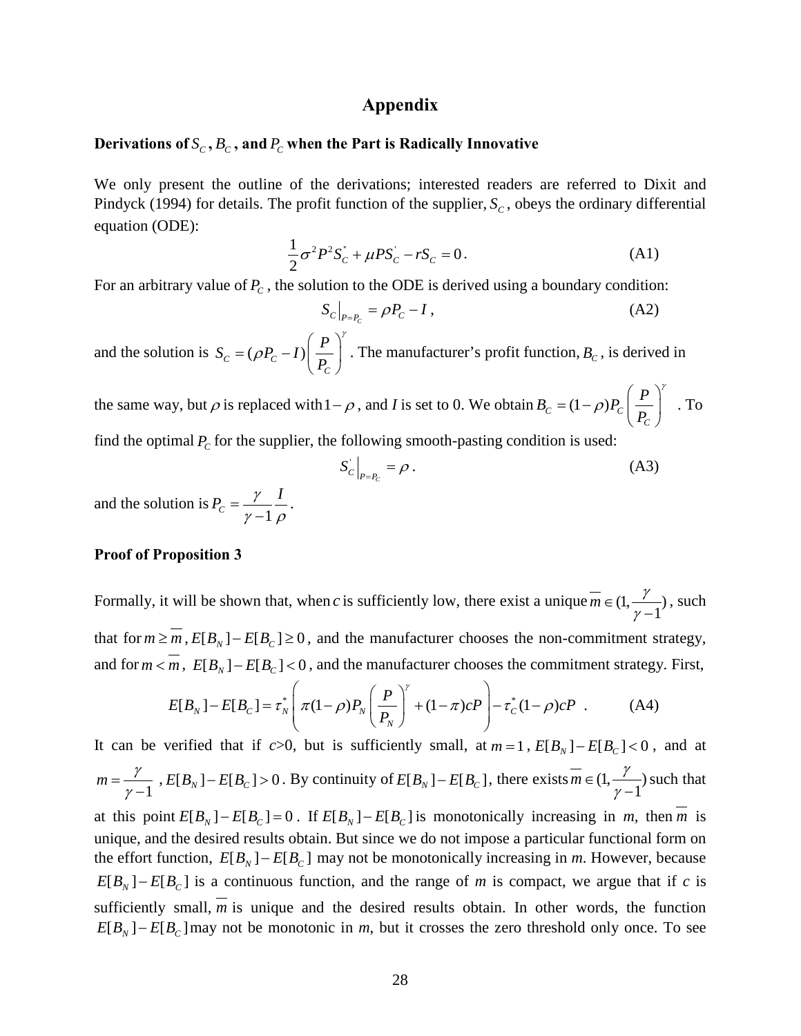# Appendix

**Derivations of $S_C$, $B_C$, and $P_C$ when the Part is Radically Innovative**

We only present the outline of the derivations; interested readers are referred to Dixit and Pindyck (1994) for details. The profit function of the supplier, $S_C$, obeys the ordinary differential equation (ODE):

$$\frac{1}{2}\sigma^2 P^2 S_C^{"} + \mu P S_C^{'} - r S_C = 0 . \tag{A1}$$

For an arbitrary value of $P_C$, the solution to the ODE is derived using a boundary condition:

$$S_C\big|_{P=P_C} = \rho P_C - I , \tag{A2}$$

and the solution is $S_C = (\rho P_C - I)\left(\frac{P}{P_C}\right)^{\gamma}$. The manufacturer's profit function, $B_C$, is derived in the same way, but $\rho$ is replaced with $1-\rho$, and $I$ is set to 0. We obtain $B_C = (1-\rho)P_C\left(\frac{P}{P_C}\right)^{\gamma}$. To find the optimal $P_C$ for the supplier, the following smooth-pasting condition is used:

$$S_C^{'}\big|_{P=P_C} = \rho . \tag{A3}$$

and the solution is $P_C = \frac{\gamma}{\gamma-1}\frac{I}{\rho}$.

**Proof of Proposition 3**

Formally, it will be shown that, when $c$ is sufficiently low, there exist a unique $\overline{m} \in (1, \frac{\gamma}{\gamma-1})$, such that for $m \geq \overline{m}$, $E[B_N] - E[B_C] \geq 0$, and the manufacturer chooses the non-commitment strategy, and for $m < \overline{m}$, $E[B_N] - E[B_C] < 0$, and the manufacturer chooses the commitment strategy. First,

$$E[B_N] - E[B_C] = \tau_N^* \left(\pi(1-\rho)P_N\left(\frac{P}{P_N}\right)^{\gamma} + (1-\pi)cP\right) - \tau_C^*(1-\rho)cP . \tag{A4}$$

It can be verified that if $c$>0, but is sufficiently small, at $m=1$, $E[B_N] - E[B_C] < 0$, and at $m = \frac{\gamma}{\gamma-1}$, $E[B_N] - E[B_C] > 0$. By continuity of $E[B_N] - E[B_C]$, there exists $\overline{m} \in (1, \frac{\gamma}{\gamma-1})$ such that at this point $E[B_N] - E[B_C] = 0$. If $E[B_N] - E[B_C]$ is monotonically increasing in *m*, then $\overline{m}$ is unique, and the desired results obtain. But since we do not impose a particular functional form on the effort function, $E[B_N] - E[B_C]$ may not be monotonically increasing in *m*. However, because $E[B_N] - E[B_C]$ is a continuous function, and the range of *m* is compact, we argue that if *c* is sufficiently small, $\overline{m}$ is unique and the desired results obtain. In other words, the function $E[B_N] - E[B_C]$ may not be monotonic in *m*, but it crosses the zero threshold only once. To see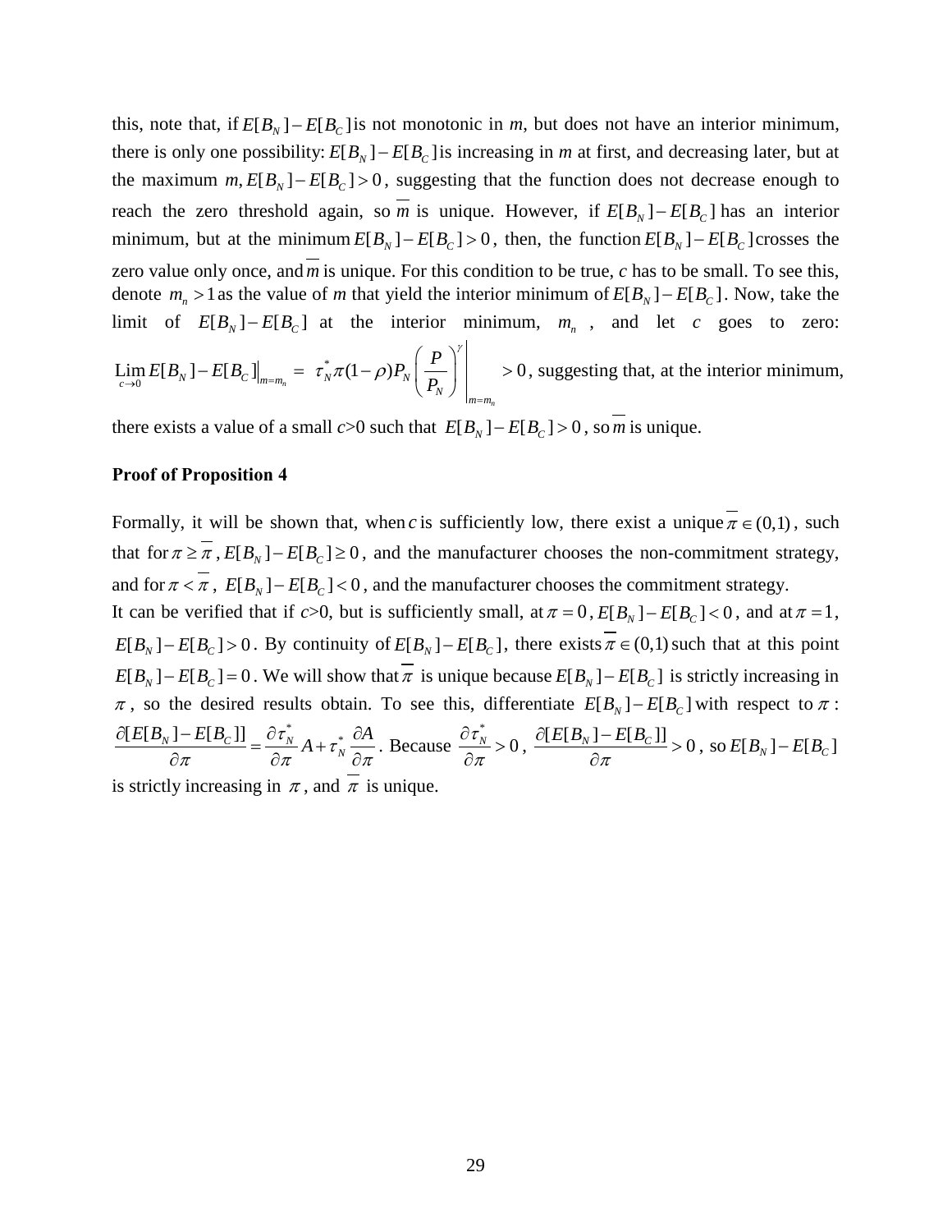this, note that, if $E[B_N]-E[B_C]$ is not monotonic in *m*, but does not have an interior minimum, there is only one possibility: $E[B_N]-E[B_C]$ is increasing in *m* at first, and decreasing later, but at the maximum $m, E[B_N]-E[B_C]>0$, suggesting that the function does not decrease enough to reach the zero threshold again, so $\overline{m}$ is unique. However, if $E[B_N]-E[B_C]$ has an interior minimum, but at the minimum $E[B_N]-E[B_C]>0$, then, the function $E[B_N]-E[B_C]$ crosses the zero value only once, and $\overline{m}$ is unique. For this condition to be true, *c* has to be small. To see this, denote $m_n>1$ as the value of *m* that yield the interior minimum of $E[B_N]-E[B_C]$. Now, take the limit of $E[B_N]-E[B_C]$ at the interior minimum, $m_n$, and let *c* goes to zero: $\lim_{c\to 0} E[B_N]-E[B_C]\Big|_{m=m_n} = \tau_N^*\pi(1-\rho)P_N\left(\frac{P}{P_N}\right)^{\gamma}\Bigg|_{m=m_n} >0$, suggesting that, at the interior minimum, there exists a value of a small *c*>0 such that $E[B_N]-E[B_C]>0$, so $\overline{m}$ is unique.

**Proof of Proposition 4**

Formally, it will be shown that, when $c$ is sufficiently low, there exist a unique $\overline{\pi}\in(0,1)$, such that for $\pi\geq\overline{\pi}$, $E[B_N]-E[B_C]\geq 0$, and the manufacturer chooses the non-commitment strategy, and for $\pi<\overline{\pi}$, $E[B_N]-E[B_C]<0$, and the manufacturer chooses the commitment strategy.

It can be verified that if *c*>0, but is sufficiently small, at $\pi=0$, $E[B_N]-E[B_C]<0$, and at $\pi=1$, $E[B_N]-E[B_C]>0$. By continuity of $E[B_N]-E[B_C]$, there exists $\overline{\pi}\in(0,1)$ such that at this point $E[B_N]-E[B_C]=0$. We will show that $\overline{\pi}$ is unique because $E[B_N]-E[B_C]$ is strictly increasing in $\pi$, so the desired results obtain. To see this, differentiate $E[B_N]-E[B_C]$ with respect to $\pi$: $\frac{\partial[E[B_N]-E[B_C]]}{\partial\pi}=\frac{\partial\tau_N^*}{\partial\pi}A+\tau_N^*\frac{\partial A}{\partial\pi}$. Because $\frac{\partial\tau_N^*}{\partial\pi}>0$, $\frac{\partial[E[B_N]-E[B_C]]}{\partial\pi}>0$, so $E[B_N]-E[B_C]$ is strictly increasing in $\pi$, and $\overline{\pi}$ is unique.